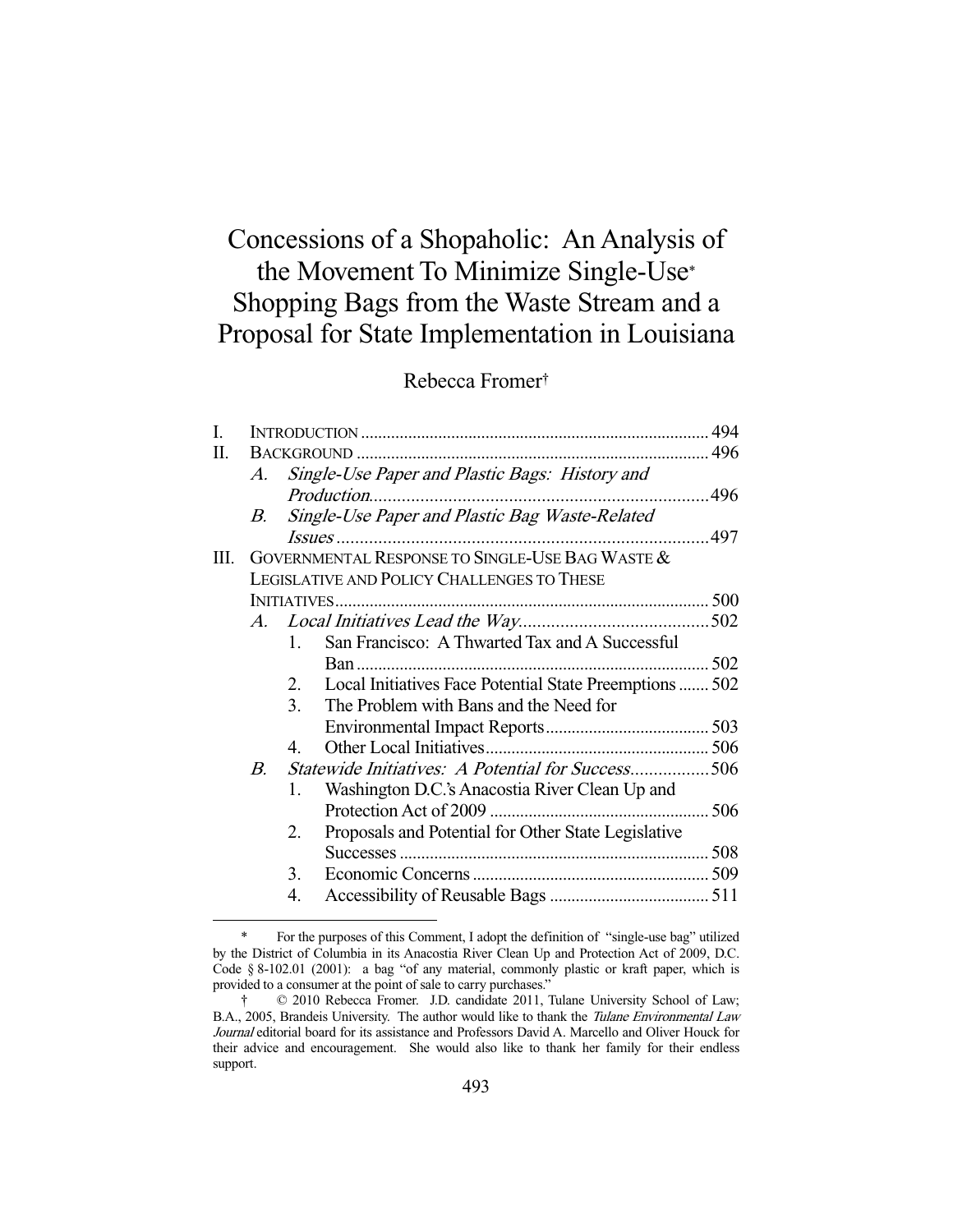# Concessions of a Shopaholic: An Analysis of the Movement To Minimize Single-Use* Shopping Bags from the Waste Stream and a Proposal for State Implementation in Louisiana

Rebecca Fromer†

- I. INTRODUCTION ........ 494
- II. BACKGROUND ........ 496
  - A. *Single-Use Paper and Plastic Bags: History and Production* ........ 496
  - B. *Single-Use Paper and Plastic Bag Waste-Related Issues* ........ 497
- III. GOVERNMENTAL RESPONSE TO SINGLE-USE BAG WASTE & LEGISLATIVE AND POLICY CHALLENGES TO THESE INITIATIVES ........ 500
  - A. *Local Initiatives Lead the Way* ........ 502
    1. San Francisco: A Thwarted Tax and A Successful Ban ........ 502
    2. Local Initiatives Face Potential State Preemptions ........ 502
    3. The Problem with Bans and the Need for Environmental Impact Reports ........ 503
    4. Other Local Initiatives ........ 506
  - B. *Statewide Initiatives: A Potential for Success* ........ 506
    1. Washington D.C.'s Anacostia River Clean Up and Protection Act of 2009 ........ 506
    2. Proposals and Potential for Other State Legislative Successes ........ 508
    3. Economic Concerns ........ 509
    4. Accessibility of Reusable Bags ........ 511

---

\* For the purposes of this Comment, I adopt the definition of "single-use bag" utilized by the District of Columbia in its Anacostia River Clean Up and Protection Act of 2009, D.C. Code § 8-102.01 (2001): a bag "of any material, commonly plastic or kraft paper, which is provided to a consumer at the point of sale to carry purchases."

† © 2010 Rebecca Fromer. J.D. candidate 2011, Tulane University School of Law; B.A., 2005, Brandeis University. The author would like to thank the *Tulane Environmental Law Journal* editorial board for its assistance and Professors David A. Marcello and Oliver Houck for their advice and encouragement. She would also like to thank her family for their endless support.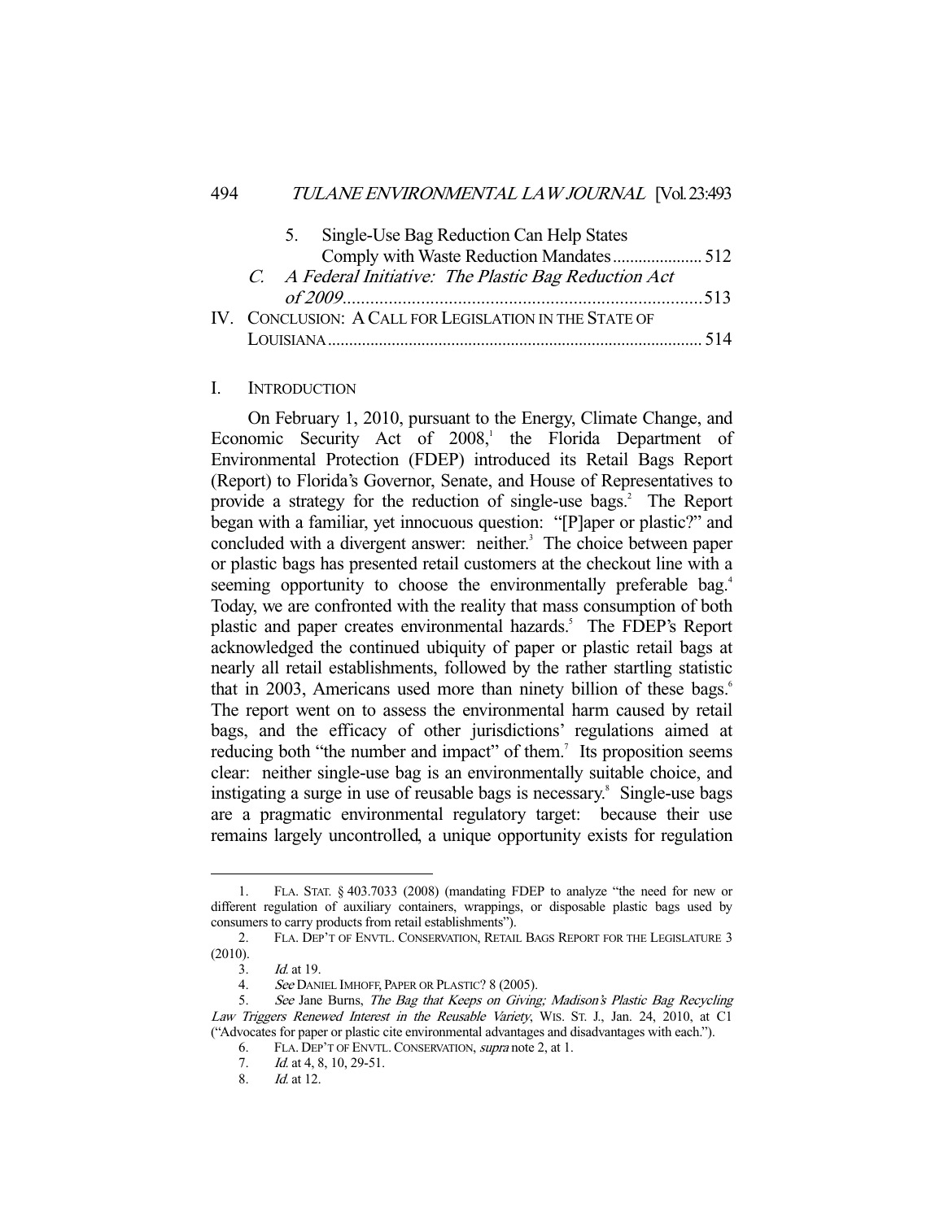5. Single-Use Bag Reduction Can Help States Comply with Waste Reduction Mandates ..................... 512

*C. A Federal Initiative: The Plastic Bag Reduction Act of 2009* ............................................................................... 513

IV. CONCLUSION: A CALL FOR LEGISLATION IN THE STATE OF LOUISIANA ...................................................................................... 514

## I. INTRODUCTION

On February 1, 2010, pursuant to the Energy, Climate Change, and Economic Security Act of 2008,[1] the Florida Department of Environmental Protection (FDEP) introduced its Retail Bags Report (Report) to Florida's Governor, Senate, and House of Representatives to provide a strategy for the reduction of single-use bags.[2] The Report began with a familiar, yet innocuous question: "[P]aper or plastic?" and concluded with a divergent answer: neither.[3] The choice between paper or plastic bags has presented retail customers at the checkout line with a seeming opportunity to choose the environmentally preferable bag.[4] Today, we are confronted with the reality that mass consumption of both plastic and paper creates environmental hazards.[5] The FDEP's Report acknowledged the continued ubiquity of paper or plastic retail bags at nearly all retail establishments, followed by the rather startling statistic that in 2003, Americans used more than ninety billion of these bags.[6] The report went on to assess the environmental harm caused by retail bags, and the efficacy of other jurisdictions' regulations aimed at reducing both "the number and impact" of them.[7] Its proposition seems clear: neither single-use bag is an environmentally suitable choice, and instigating a surge in use of reusable bags is necessary.[8] Single-use bags are a pragmatic environmental regulatory target: because their use remains largely uncontrolled, a unique opportunity exists for regulation

---

1. FLA. STAT. § 403.7033 (2008) (mandating FDEP to analyze "the need for new or different regulation of auxiliary containers, wrappings, or disposable plastic bags used by consumers to carry products from retail establishments").

2. FLA. DEP'T OF ENVTL. CONSERVATION, RETAIL BAGS REPORT FOR THE LEGISLATURE 3 (2010).

3. *Id.* at 19.

4. *See* DANIEL IMHOFF, PAPER OR PLASTIC? 8 (2005).

5. *See* Jane Burns, *The Bag that Keeps on Giving; Madison's Plastic Bag Recycling Law Triggers Renewed Interest in the Reusable Variety*, WIS. ST. J., Jan. 24, 2010, at C1 ("Advocates for paper or plastic cite environmental advantages and disadvantages with each.").

6. FLA. DEP'T OF ENVTL. CONSERVATION, *supra* note 2, at 1.

7. *Id.* at 4, 8, 10, 29-51.

8. *Id.* at 12.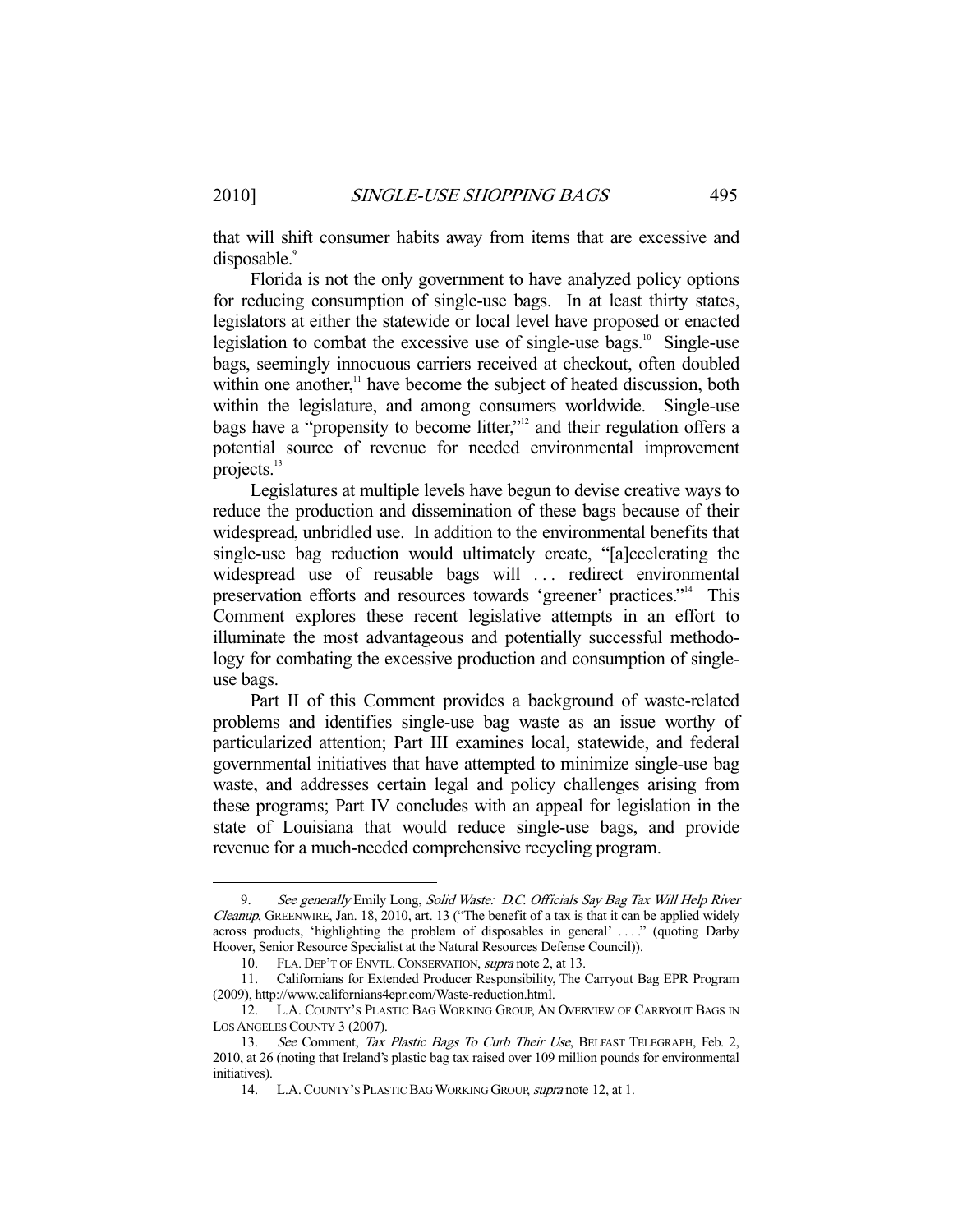that will shift consumer habits away from items that are excessive and disposable.[9]

Florida is not the only government to have analyzed policy options for reducing consumption of single-use bags. In at least thirty states, legislators at either the statewide or local level have proposed or enacted legislation to combat the excessive use of single-use bags.[10] Single-use bags, seemingly innocuous carriers received at checkout, often doubled within one another,[11] have become the subject of heated discussion, both within the legislature, and among consumers worldwide. Single-use bags have a "propensity to become litter,"[12] and their regulation offers a potential source of revenue for needed environmental improvement projects.[13]

Legislatures at multiple levels have begun to devise creative ways to reduce the production and dissemination of these bags because of their widespread, unbridled use. In addition to the environmental benefits that single-use bag reduction would ultimately create, "[a]ccelerating the widespread use of reusable bags will . . . redirect environmental preservation efforts and resources towards 'greener' practices."[14] This Comment explores these recent legislative attempts in an effort to illuminate the most advantageous and potentially successful methodology for combating the excessive production and consumption of single-use bags.

Part II of this Comment provides a background of waste-related problems and identifies single-use bag waste as an issue worthy of particularized attention; Part III examines local, statewide, and federal governmental initiatives that have attempted to minimize single-use bag waste, and addresses certain legal and policy challenges arising from these programs; Part IV concludes with an appeal for legislation in the state of Louisiana that would reduce single-use bags, and provide revenue for a much-needed comprehensive recycling program.

---

9. *See generally* Emily Long, *Solid Waste: D.C. Officials Say Bag Tax Will Help River Cleanup*, GREENWIRE, Jan. 18, 2010, art. 13 ("The benefit of a tax is that it can be applied widely across products, 'highlighting the problem of disposables in general' . . . ." (quoting Darby Hoover, Senior Resource Specialist at the Natural Resources Defense Council)).

10. FLA. DEP'T OF ENVTL. CONSERVATION, *supra* note 2, at 13.

11. Californians for Extended Producer Responsibility, The Carryout Bag EPR Program (2009), http://www.californians4epr.com/Waste-reduction.html.

12. L.A. COUNTY'S PLASTIC BAG WORKING GROUP, AN OVERVIEW OF CARRYOUT BAGS IN LOS ANGELES COUNTY 3 (2007).

13. *See* Comment, *Tax Plastic Bags To Curb Their Use*, BELFAST TELEGRAPH, Feb. 2, 2010, at 26 (noting that Ireland's plastic bag tax raised over 109 million pounds for environmental initiatives).

14. L.A. COUNTY'S PLASTIC BAG WORKING GROUP, *supra* note 12, at 1.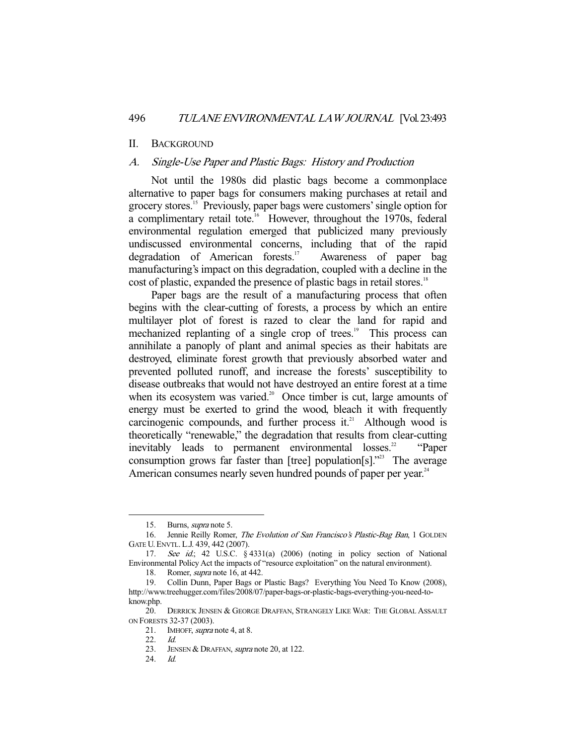## II. BACKGROUND

### A. *Single-Use Paper and Plastic Bags: History and Production*

Not until the 1980s did plastic bags become a commonplace alternative to paper bags for consumers making purchases at retail and grocery stores.[15] Previously, paper bags were customers' single option for a complimentary retail tote.[16] However, throughout the 1970s, federal environmental regulation emerged that publicized many previously undiscussed environmental concerns, including that of the rapid degradation of American forests.[17] Awareness of paper bag manufacturing's impact on this degradation, coupled with a decline in the cost of plastic, expanded the presence of plastic bags in retail stores.[18]

Paper bags are the result of a manufacturing process that often begins with the clear-cutting of forests, a process by which an entire multilayer plot of forest is razed to clear the land for rapid and mechanized replanting of a single crop of trees.[19] This process can annihilate a panoply of plant and animal species as their habitats are destroyed, eliminate forest growth that previously absorbed water and prevented polluted runoff, and increase the forests' susceptibility to disease outbreaks that would not have destroyed an entire forest at a time when its ecosystem was varied.[20] Once timber is cut, large amounts of energy must be exerted to grind the wood, bleach it with frequently carcinogenic compounds, and further process it.[21] Although wood is theoretically "renewable," the degradation that results from clear-cutting inevitably leads to permanent environmental losses.[22] "Paper consumption grows far faster than [tree] population[s]."[23] The average American consumes nearly seven hundred pounds of paper per year.[24]

---

15. Burns, *supra* note 5.

16. Jennie Reilly Romer, *The Evolution of San Francisco's Plastic-Bag Ban*, 1 GOLDEN GATE U. ENVTL. L.J. 439, 442 (2007).

17. *See id.*; 42 U.S.C. § 4331(a) (2006) (noting in policy section of National Environmental Policy Act the impacts of "resource exploitation" on the natural environment).

18. Romer, *supra* note 16, at 442.

19. Collin Dunn, Paper Bags or Plastic Bags? Everything You Need To Know (2008), http://www.treehugger.com/files/2008/07/paper-bags-or-plastic-bags-everything-you-need-to-know.php.

20. DERRICK JENSEN & GEORGE DRAFFAN, STRANGELY LIKE WAR: THE GLOBAL ASSAULT ON FORESTS 32-37 (2003).

21. IMHOFF, *supra* note 4, at 8.

22. *Id.*

23. JENSEN & DRAFFAN, *supra* note 20, at 122.

24. *Id.*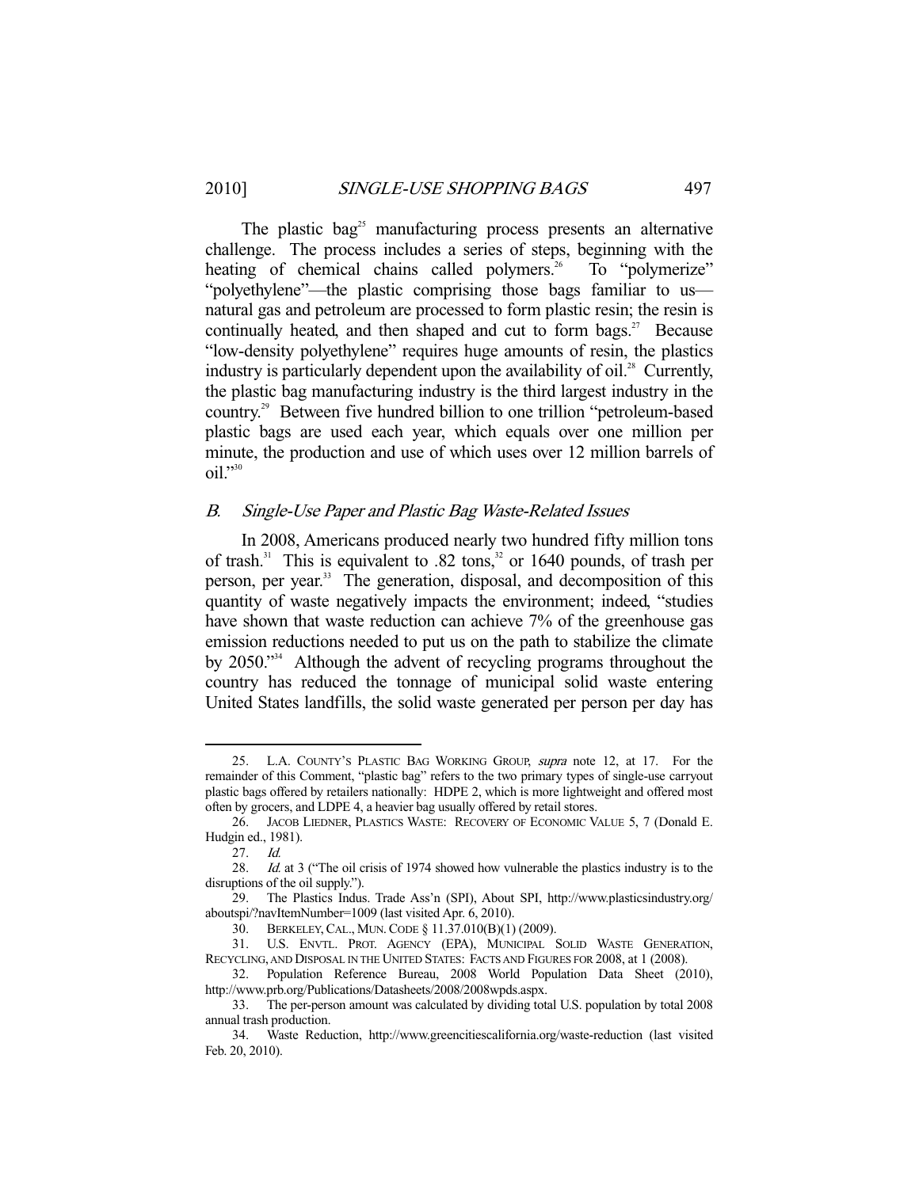The plastic bag[25] manufacturing process presents an alternative challenge. The process includes a series of steps, beginning with the heating of chemical chains called polymers.[26] To "polymerize" "polyethylene"—the plastic comprising those bags familiar to us—natural gas and petroleum are processed to form plastic resin; the resin is continually heated, and then shaped and cut to form bags.[27] Because "low-density polyethylene" requires huge amounts of resin, the plastics industry is particularly dependent upon the availability of oil.[28] Currently, the plastic bag manufacturing industry is the third largest industry in the country.[29] Between five hundred billion to one trillion "petroleum-based plastic bags are used each year, which equals over one million per minute, the production and use of which uses over 12 million barrels of oil."[30]

### B. *Single-Use Paper and Plastic Bag Waste-Related Issues*

In 2008, Americans produced nearly two hundred fifty million tons of trash.[31] This is equivalent to .82 tons,[32] or 1640 pounds, of trash per person, per year.[33] The generation, disposal, and decomposition of this quantity of waste negatively impacts the environment; indeed, "studies have shown that waste reduction can achieve 7% of the greenhouse gas emission reductions needed to put us on the path to stabilize the climate by 2050."[34] Although the advent of recycling programs throughout the country has reduced the tonnage of municipal solid waste entering United States landfills, the solid waste generated per person per day has

---

25. L.A. COUNTY'S PLASTIC BAG WORKING GROUP, *supra* note 12, at 17. For the remainder of this Comment, "plastic bag" refers to the two primary types of single-use carryout plastic bags offered by retailers nationally: HDPE 2, which is more lightweight and offered most often by grocers, and LDPE 4, a heavier bag usually offered by retail stores.

26. JACOB LIEDNER, PLASTICS WASTE: RECOVERY OF ECONOMIC VALUE 5, 7 (Donald E. Hudgin ed., 1981).

27. *Id.*

28. *Id.* at 3 ("The oil crisis of 1974 showed how vulnerable the plastics industry is to the disruptions of the oil supply.").

29. The Plastics Indus. Trade Ass'n (SPI), About SPI, http://www.plasticsindustry.org/aboutspi/?navItemNumber=1009 (last visited Apr. 6, 2010).

30. BERKELEY, CAL., MUN. CODE § 11.37.010(B)(1) (2009).

31. U.S. ENVTL. PROT. AGENCY (EPA), MUNICIPAL SOLID WASTE GENERATION, RECYCLING, AND DISPOSAL IN THE UNITED STATES: FACTS AND FIGURES FOR 2008, at 1 (2008).

32. Population Reference Bureau, 2008 World Population Data Sheet (2010), http://www.prb.org/Publications/Datasheets/2008/2008wpds.aspx.

33. The per-person amount was calculated by dividing total U.S. population by total 2008 annual trash production.

34. Waste Reduction, http://www.greencitiescalifornia.org/waste-reduction (last visited Feb. 20, 2010).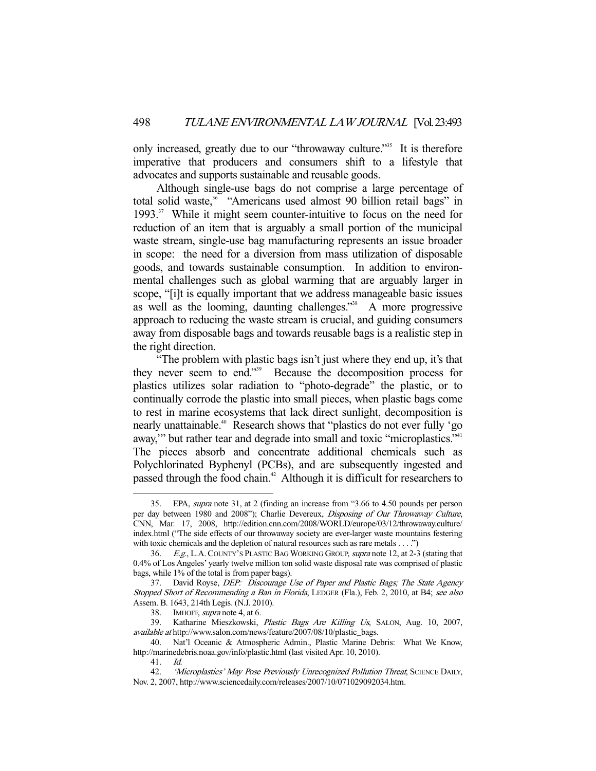only increased, greatly due to our "throwaway culture."[35] It is therefore imperative that producers and consumers shift to a lifestyle that advocates and supports sustainable and reusable goods.

Although single-use bags do not comprise a large percentage of total solid waste,[36] "Americans used almost 90 billion retail bags" in 1993.[37] While it might seem counter-intuitive to focus on the need for reduction of an item that is arguably a small portion of the municipal waste stream, single-use bag manufacturing represents an issue broader in scope: the need for a diversion from mass utilization of disposable goods, and towards sustainable consumption. In addition to environmental challenges such as global warming that are arguably larger in scope, "[i]t is equally important that we address manageable basic issues as well as the looming, daunting challenges."[38] A more progressive approach to reducing the waste stream is crucial, and guiding consumers away from disposable bags and towards reusable bags is a realistic step in the right direction.

"The problem with plastic bags isn't just where they end up, it's that they never seem to end."[39] Because the decomposition process for plastics utilizes solar radiation to "photo-degrade" the plastic, or to continually corrode the plastic into small pieces, when plastic bags come to rest in marine ecosystems that lack direct sunlight, decomposition is nearly unattainable.[40] Research shows that "plastics do not ever fully 'go away,'" but rather tear and degrade into small and toxic "microplastics."[41] The pieces absorb and concentrate additional chemicals such as Polychlorinated Byphenyl (PCBs), and are subsequently ingested and passed through the food chain.[42] Although it is difficult for researchers to

---

35. EPA, *supra* note 31, at 2 (finding an increase from "3.66 to 4.50 pounds per person per day between 1980 and 2008"); Charlie Devereux, *Disposing of Our Throwaway Culture*, CNN, Mar. 17, 2008, http://edition.cnn.com/2008/WORLD/europe/03/12/throwaway.culture/index.html ("The side effects of our throwaway society are ever-larger waste mountains festering with toxic chemicals and the depletion of natural resources such as rare metals . . . .")

36. *E.g.*, L.A. COUNTY'S PLASTIC BAG WORKING GROUP, *supra* note 12, at 2-3 (stating that 0.4% of Los Angeles' yearly twelve million ton solid waste disposal rate was comprised of plastic bags, while 1% of the total is from paper bags).

37. David Royse, *DEP: Discourage Use of Paper and Plastic Bags; The State Agency Stopped Short of Recommending a Ban in Florida*, LEDGER (Fla.), Feb. 2, 2010, at B4; *see also* Assem. B. 1643, 214th Legis. (N.J. 2010).

38. IMHOFF, *supra* note 4, at 6.

39. Katharine Mieszkowski, *Plastic Bags Are Killing Us*, SALON, Aug. 10, 2007, *available at* http://www.salon.com/news/feature/2007/08/10/plastic_bags.

40. Nat'l Oceanic & Atmospheric Admin., Plastic Marine Debris: What We Know, http://marinedebris.noaa.gov/info/plastic.html (last visited Apr. 10, 2010).

41. *Id.*

42. *'Microplastics' May Pose Previously Unrecognized Pollution Threat*, SCIENCE DAILY, Nov. 2, 2007, http://www.sciencedaily.com/releases/2007/10/071029092034.htm.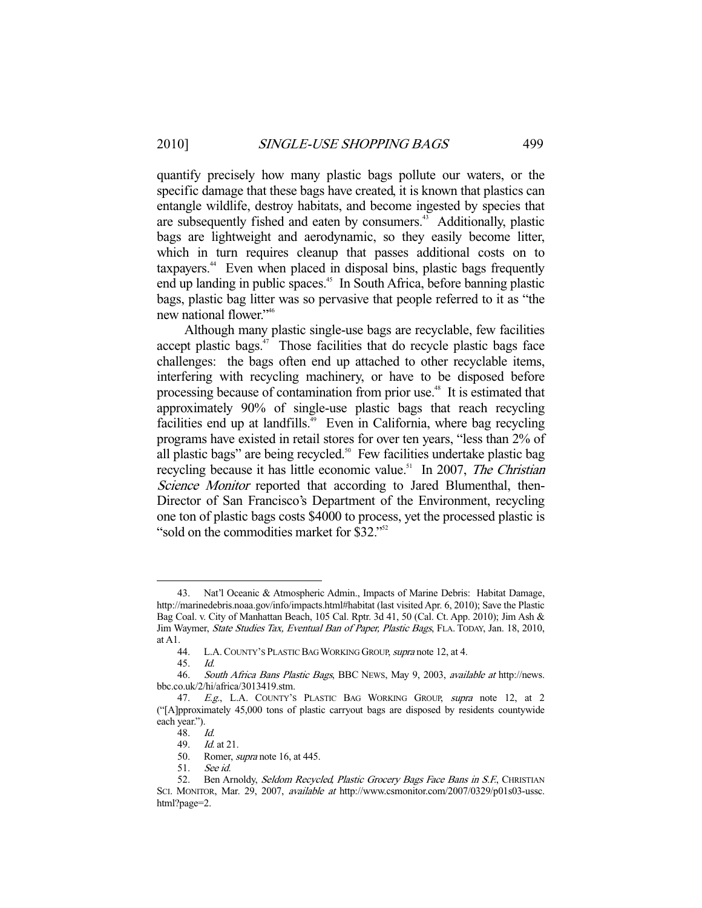quantify precisely how many plastic bags pollute our waters, or the specific damage that these bags have created, it is known that plastics can entangle wildlife, destroy habitats, and become ingested by species that are subsequently fished and eaten by consumers.[43] Additionally, plastic bags are lightweight and aerodynamic, so they easily become litter, which in turn requires cleanup that passes additional costs on to taxpayers.[44] Even when placed in disposal bins, plastic bags frequently end up landing in public spaces.[45] In South Africa, before banning plastic bags, plastic bag litter was so pervasive that people referred to it as "the new national flower."[46]

Although many plastic single-use bags are recyclable, few facilities accept plastic bags.[47] Those facilities that do recycle plastic bags face challenges: the bags often end up attached to other recyclable items, interfering with recycling machinery, or have to be disposed before processing because of contamination from prior use.[48] It is estimated that approximately 90% of single-use plastic bags that reach recycling facilities end up at landfills.[49] Even in California, where bag recycling programs have existed in retail stores for over ten years, "less than 2% of all plastic bags" are being recycled.[50] Few facilities undertake plastic bag recycling because it has little economic value.[51] In 2007, *The Christian Science Monitor* reported that according to Jared Blumenthal, then-Director of San Francisco's Department of the Environment, recycling one ton of plastic bags costs $4000 to process, yet the processed plastic is "sold on the commodities market for $32."[52]

---

43. Nat'l Oceanic & Atmospheric Admin., Impacts of Marine Debris: Habitat Damage, http://marinedebris.noaa.gov/info/impacts.html#habitat (last visited Apr. 6, 2010); Save the Plastic Bag Coal. v. City of Manhattan Beach, 105 Cal. Rptr. 3d 41, 50 (Cal. Ct. App. 2010); Jim Ash & Jim Waymer, *State Studies Tax, Eventual Ban of Paper, Plastic Bags*, FLA. TODAY, Jan. 18, 2010, at A1.

44. L.A. COUNTY'S PLASTIC BAG WORKING GROUP, *supra* note 12, at 4.

45. *Id.*

46. *South Africa Bans Plastic Bags*, BBC NEWS, May 9, 2003, *available at* http://news.bbc.co.uk/2/hi/africa/3013419.stm.

47. *E.g.*, L.A. COUNTY'S PLASTIC BAG WORKING GROUP, *supra* note 12, at 2 ("[A]pproximately 45,000 tons of plastic carryout bags are disposed by residents countywide each year.").

48. *Id.*

49. *Id.* at 21.

50. Romer, *supra* note 16, at 445.

51. *See id.*

52. Ben Arnoldy, *Seldom Recycled, Plastic Grocery Bags Face Bans in S.F.*, CHRISTIAN SCI. MONITOR, Mar. 29, 2007, *available at* http://www.csmonitor.com/2007/0329/p01s03-ussc.html?page=2.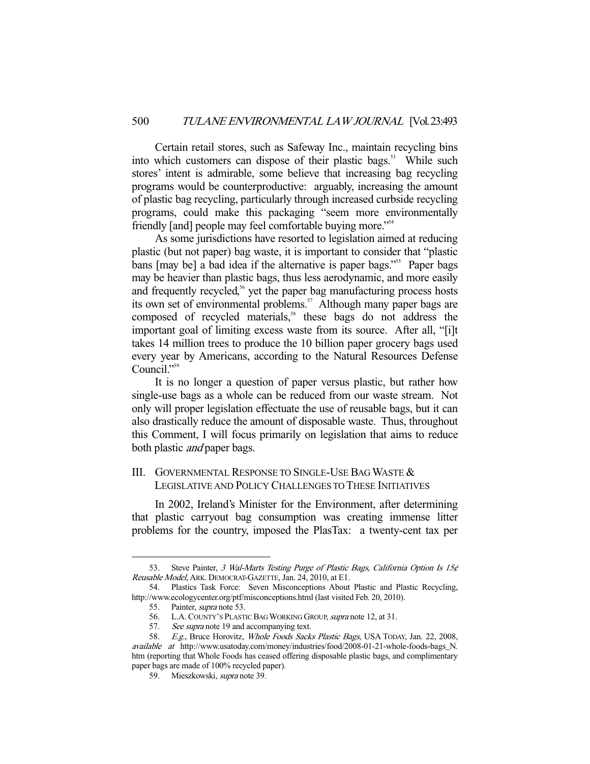Certain retail stores, such as Safeway Inc., maintain recycling bins into which customers can dispose of their plastic bags.[53] While such stores' intent is admirable, some believe that increasing bag recycling programs would be counterproductive: arguably, increasing the amount of plastic bag recycling, particularly through increased curbside recycling programs, could make this packaging "seem more environmentally friendly [and] people may feel comfortable buying more."[54]

As some jurisdictions have resorted to legislation aimed at reducing plastic (but not paper) bag waste, it is important to consider that "plastic bans [may be] a bad idea if the alternative is paper bags."[55] Paper bags may be heavier than plastic bags, thus less aerodynamic, and more easily and frequently recycled,[56] yet the paper bag manufacturing process hosts its own set of environmental problems.[57] Although many paper bags are composed of recycled materials,[58] these bags do not address the important goal of limiting excess waste from its source. After all, "[i]t takes 14 million trees to produce the 10 billion paper grocery bags used every year by Americans, according to the Natural Resources Defense Council."[59]

It is no longer a question of paper versus plastic, but rather how single-use bags as a whole can be reduced from our waste stream. Not only will proper legislation effectuate the use of reusable bags, but it can also drastically reduce the amount of disposable waste. Thus, throughout this Comment, I will focus primarily on legislation that aims to reduce both plastic *and* paper bags.

## III. Governmental Response to Single-Use Bag Waste & Legislative and Policy Challenges to These Initiatives

In 2002, Ireland's Minister for the Environment, after determining that plastic carryout bag consumption was creating immense litter problems for the country, imposed the PlasTax: a twenty-cent tax per

---

53. Steve Painter, *3 Wal-Marts Testing Purge of Plastic Bags, California Option Is 15¢ Reusable Model*, ARK. DEMOCRAT-GAZETTE, Jan. 24, 2010, at E1.

54. Plastics Task Force: Seven Misconceptions About Plastic and Plastic Recycling, http://www.ecologycenter.org/ptf/misconceptions.html (last visited Feb. 20, 2010).

55. Painter, *supra* note 53.

56. L.A. COUNTY'S PLASTIC BAG WORKING GROUP, *supra* note 12, at 31.

57. *See supra* note 19 and accompanying text.

58. *E.g.*, Bruce Horovitz, *Whole Foods Sacks Plastic Bags*, USA TODAY, Jan. 22, 2008, *available at* http://www.usatoday.com/money/industries/food/2008-01-21-whole-foods-bags_N.htm (reporting that Whole Foods has ceased offering disposable plastic bags, and complimentary paper bags are made of 100% recycled paper).

59. Mieszkowski, *supra* note 39.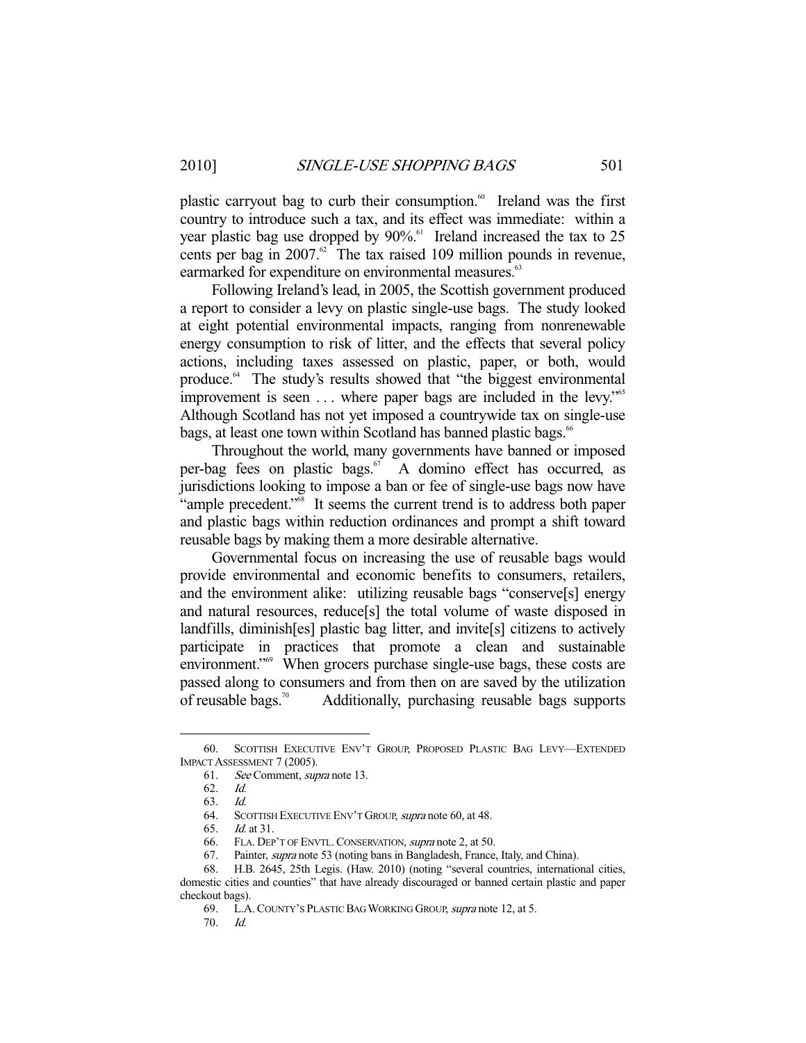plastic carryout bag to curb their consumption.[60] Ireland was the first country to introduce such a tax, and its effect was immediate: within a year plastic bag use dropped by 90%.[61] Ireland increased the tax to 25 cents per bag in 2007.[62] The tax raised 109 million pounds in revenue, earmarked for expenditure on environmental measures.[63]

Following Ireland's lead, in 2005, the Scottish government produced a report to consider a levy on plastic single-use bags. The study looked at eight potential environmental impacts, ranging from nonrenewable energy consumption to risk of litter, and the effects that several policy actions, including taxes assessed on plastic, paper, or both, would produce.[64] The study's results showed that "the biggest environmental improvement is seen . . . where paper bags are included in the levy."[65] Although Scotland has not yet imposed a countrywide tax on single-use bags, at least one town within Scotland has banned plastic bags.[66]

Throughout the world, many governments have banned or imposed per-bag fees on plastic bags.[67] A domino effect has occurred, as jurisdictions looking to impose a ban or fee of single-use bags now have "ample precedent."[68] It seems the current trend is to address both paper and plastic bags within reduction ordinances and prompt a shift toward reusable bags by making them a more desirable alternative.

Governmental focus on increasing the use of reusable bags would provide environmental and economic benefits to consumers, retailers, and the environment alike: utilizing reusable bags "conserve[s] energy and natural resources, reduce[s] the total volume of waste disposed in landfills, diminish[es] plastic bag litter, and invite[s] citizens to actively participate in practices that promote a clean and sustainable environment."[69] When grocers purchase single-use bags, these costs are passed along to consumers and from then on are saved by the utilization of reusable bags.[70] Additionally, purchasing reusable bags supports

---

60. SCOTTISH EXECUTIVE ENV'T GROUP, PROPOSED PLASTIC BAG LEVY—EXTENDED IMPACT ASSESSMENT 7 (2005).

61. *See* Comment, *supra* note 13.

62. *Id.*

63. *Id.*

64. SCOTTISH EXECUTIVE ENV'T GROUP, *supra* note 60, at 48.

65. *Id.* at 31.

66. FLA. DEP'T OF ENVTL. CONSERVATION, *supra* note 2, at 50.

67. Painter, *supra* note 53 (noting bans in Bangladesh, France, Italy, and China).

68. H.B. 2645, 25th Legis. (Haw. 2010) (noting "several countries, international cities, domestic cities and counties" that have already discouraged or banned certain plastic and paper checkout bags).

69. L.A. COUNTY'S PLASTIC BAG WORKING GROUP, *supra* note 12, at 5.

70. *Id.*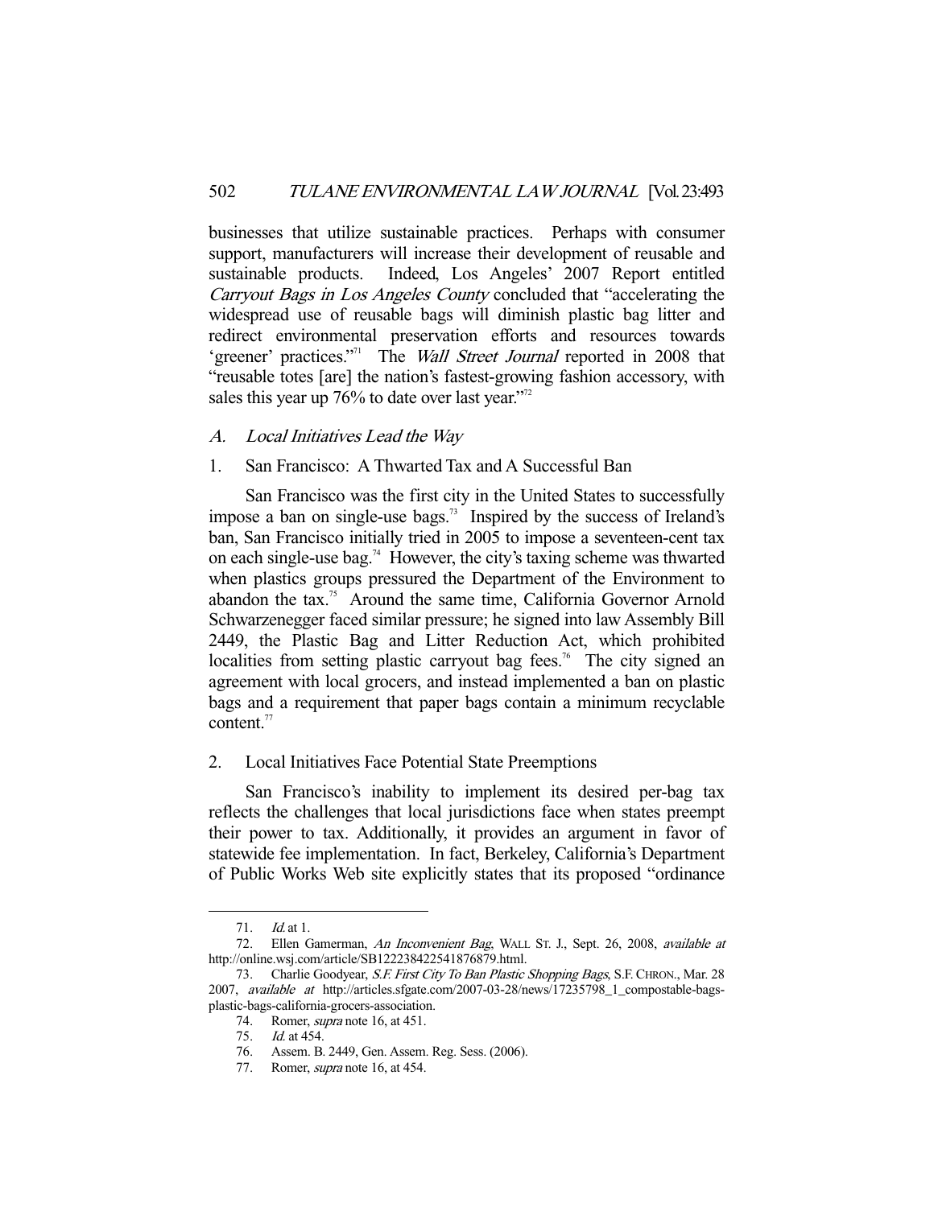businesses that utilize sustainable practices. Perhaps with consumer support, manufacturers will increase their development of reusable and sustainable products. Indeed, Los Angeles' 2007 Report entitled *Carryout Bags in Los Angeles County* concluded that "accelerating the widespread use of reusable bags will diminish plastic bag litter and redirect environmental preservation efforts and resources towards 'greener' practices."[71] The *Wall Street Journal* reported in 2008 that "reusable totes [are] the nation's fastest-growing fashion accessory, with sales this year up 76% to date over last year."[72]

### *A. Local Initiatives Lead the Way*

#### 1. San Francisco: A Thwarted Tax and A Successful Ban

San Francisco was the first city in the United States to successfully impose a ban on single-use bags.[73] Inspired by the success of Ireland's ban, San Francisco initially tried in 2005 to impose a seventeen-cent tax on each single-use bag.[74] However, the city's taxing scheme was thwarted when plastics groups pressured the Department of the Environment to abandon the tax.[75] Around the same time, California Governor Arnold Schwarzenegger faced similar pressure; he signed into law Assembly Bill 2449, the Plastic Bag and Litter Reduction Act, which prohibited localities from setting plastic carryout bag fees.[76] The city signed an agreement with local grocers, and instead implemented a ban on plastic bags and a requirement that paper bags contain a minimum recyclable content.[77]

#### 2. Local Initiatives Face Potential State Preemptions

San Francisco's inability to implement its desired per-bag tax reflects the challenges that local jurisdictions face when states preempt their power to tax. Additionally, it provides an argument in favor of statewide fee implementation. In fact, Berkeley, California's Department of Public Works Web site explicitly states that its proposed "ordinance

---

71. *Id.* at 1.

72. Ellen Gamerman, *An Inconvenient Bag*, WALL ST. J., Sept. 26, 2008, *available at* http://online.wsj.com/article/SB122238422541876879.html.

73. Charlie Goodyear, *S.F. First City To Ban Plastic Shopping Bags*, S.F. CHRON., Mar. 28 2007, *available at* http://articles.sfgate.com/2007-03-28/news/17235798_1_compostable-bags-plastic-bags-california-grocers-association.

74. Romer, *supra* note 16, at 451.

75. *Id.* at 454.

76. Assem. B. 2449, Gen. Assem. Reg. Sess. (2006).

77. Romer, *supra* note 16, at 454.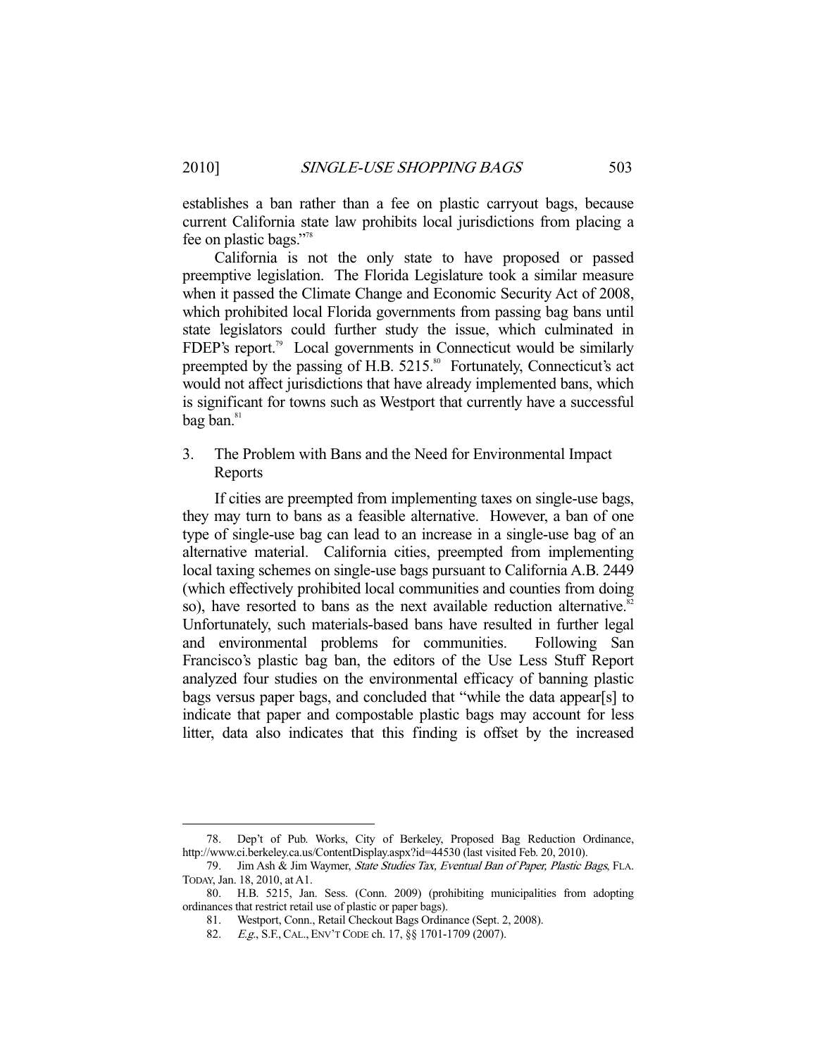establishes a ban rather than a fee on plastic carryout bags, because current California state law prohibits local jurisdictions from placing a fee on plastic bags."[78]

California is not the only state to have proposed or passed preemptive legislation. The Florida Legislature took a similar measure when it passed the Climate Change and Economic Security Act of 2008, which prohibited local Florida governments from passing bag bans until state legislators could further study the issue, which culminated in FDEP's report.[79] Local governments in Connecticut would be similarly preempted by the passing of H.B. 5215.[80] Fortunately, Connecticut's act would not affect jurisdictions that have already implemented bans, which is significant for towns such as Westport that currently have a successful bag ban.[81]

### 3. The Problem with Bans and the Need for Environmental Impact Reports

If cities are preempted from implementing taxes on single-use bags, they may turn to bans as a feasible alternative. However, a ban of one type of single-use bag can lead to an increase in a single-use bag of an alternative material. California cities, preempted from implementing local taxing schemes on single-use bags pursuant to California A.B. 2449 (which effectively prohibited local communities and counties from doing so), have resorted to bans as the next available reduction alternative.[82] Unfortunately, such materials-based bans have resulted in further legal and environmental problems for communities. Following San Francisco's plastic bag ban, the editors of the Use Less Stuff Report analyzed four studies on the environmental efficacy of banning plastic bags versus paper bags, and concluded that "while the data appear[s] to indicate that paper and compostable plastic bags may account for less litter, data also indicates that this finding is offset by the increased

---

78. Dep't of Pub. Works, City of Berkeley, Proposed Bag Reduction Ordinance, http://www.ci.berkeley.ca.us/ContentDisplay.aspx?id=44530 (last visited Feb. 20, 2010).

79. Jim Ash & Jim Waymer, *State Studies Tax, Eventual Ban of Paper, Plastic Bags*, FLA. TODAY, Jan. 18, 2010, at A1.

80. H.B. 5215, Jan. Sess. (Conn. 2009) (prohibiting municipalities from adopting ordinances that restrict retail use of plastic or paper bags).

81. Westport, Conn., Retail Checkout Bags Ordinance (Sept. 2, 2008).

82. *E.g.*, S.F., CAL., ENV'T CODE ch. 17, §§ 1701-1709 (2007).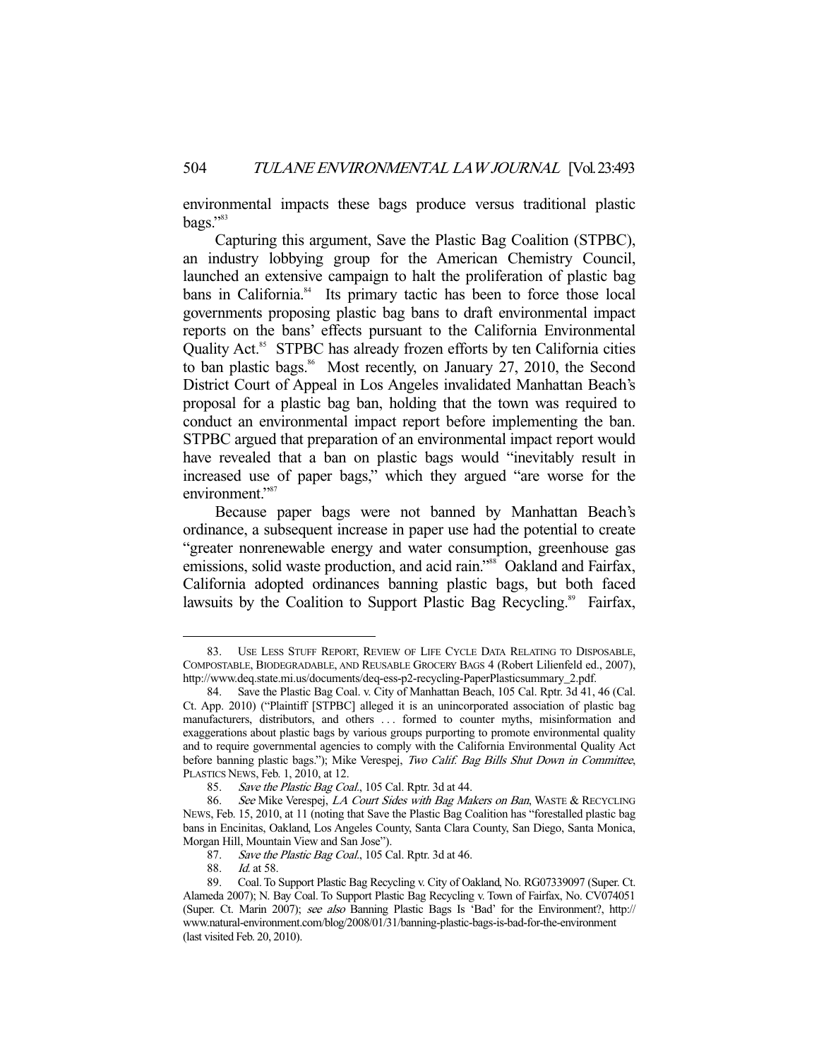environmental impacts these bags produce versus traditional plastic bags."[83]

Capturing this argument, Save the Plastic Bag Coalition (STPBC), an industry lobbying group for the American Chemistry Council, launched an extensive campaign to halt the proliferation of plastic bag bans in California.[84] Its primary tactic has been to force those local governments proposing plastic bag bans to draft environmental impact reports on the bans' effects pursuant to the California Environmental Quality Act.[85] STPBC has already frozen efforts by ten California cities to ban plastic bags.[86] Most recently, on January 27, 2010, the Second District Court of Appeal in Los Angeles invalidated Manhattan Beach's proposal for a plastic bag ban, holding that the town was required to conduct an environmental impact report before implementing the ban. STPBC argued that preparation of an environmental impact report would have revealed that a ban on plastic bags would "inevitably result in increased use of paper bags," which they argued "are worse for the environment."[87]

Because paper bags were not banned by Manhattan Beach's ordinance, a subsequent increase in paper use had the potential to create "greater nonrenewable energy and water consumption, greenhouse gas emissions, solid waste production, and acid rain."[88] Oakland and Fairfax, California adopted ordinances banning plastic bags, but both faced lawsuits by the Coalition to Support Plastic Bag Recycling.[89] Fairfax,

---

83. USE LESS STUFF REPORT, REVIEW OF LIFE CYCLE DATA RELATING TO DISPOSABLE, COMPOSTABLE, BIODEGRADABLE, AND REUSABLE GROCERY BAGS 4 (Robert Lilienfeld ed., 2007), http://www.deq.state.mi.us/documents/deq-ess-p2-recycling-PaperPlasticsummary_2.pdf.

84. Save the Plastic Bag Coal. v. City of Manhattan Beach, 105 Cal. Rptr. 3d 41, 46 (Cal. Ct. App. 2010) ("Plaintiff [STPBC] alleged it is an unincorporated association of plastic bag manufacturers, distributors, and others . . . formed to counter myths, misinformation and exaggerations about plastic bags by various groups purporting to promote environmental quality and to require governmental agencies to comply with the California Environmental Quality Act before banning plastic bags."); Mike Verespej, *Two Calif. Bag Bills Shut Down in Committee*, PLASTICS NEWS, Feb. 1, 2010, at 12.

85. *Save the Plastic Bag Coal.*, 105 Cal. Rptr. 3d at 44.

86. *See* Mike Verespej, *LA Court Sides with Bag Makers on Ban*, WASTE & RECYCLING NEWS, Feb. 15, 2010, at 11 (noting that Save the Plastic Bag Coalition has "forestalled plastic bag bans in Encinitas, Oakland, Los Angeles County, Santa Clara County, San Diego, Santa Monica, Morgan Hill, Mountain View and San Jose").

87. *Save the Plastic Bag Coal.*, 105 Cal. Rptr. 3d at 46.

88. *Id.* at 58.

89. Coal. To Support Plastic Bag Recycling v. City of Oakland, No. RG07339097 (Super. Ct. Alameda 2007); N. Bay Coal. To Support Plastic Bag Recycling v. Town of Fairfax, No. CV074051 (Super. Ct. Marin 2007); *see also* Banning Plastic Bags Is 'Bad' for the Environment?, http://www.natural-environment.com/blog/2008/01/31/banning-plastic-bags-is-bad-for-the-environment (last visited Feb. 20, 2010).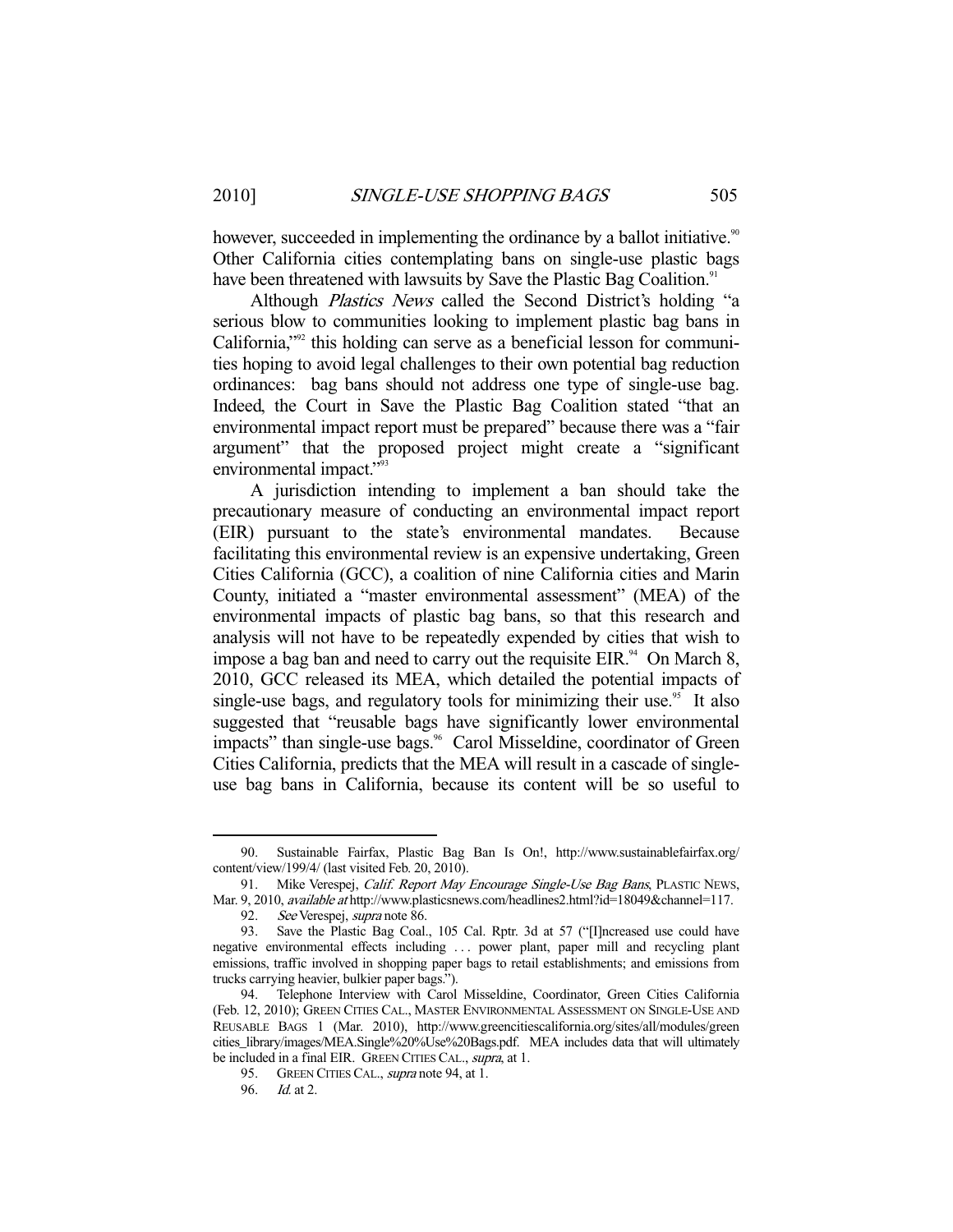however, succeeded in implementing the ordinance by a ballot initiative.[90] Other California cities contemplating bans on single-use plastic bags have been threatened with lawsuits by Save the Plastic Bag Coalition.[91]

Although *Plastics News* called the Second District's holding "a serious blow to communities looking to implement plastic bag bans in California,"[92] this holding can serve as a beneficial lesson for communities hoping to avoid legal challenges to their own potential bag reduction ordinances: bag bans should not address one type of single-use bag. Indeed, the Court in Save the Plastic Bag Coalition stated "that an environmental impact report must be prepared" because there was a "fair argument" that the proposed project might create a "significant environmental impact."[93]

A jurisdiction intending to implement a ban should take the precautionary measure of conducting an environmental impact report (EIR) pursuant to the state's environmental mandates. Because facilitating this environmental review is an expensive undertaking, Green Cities California (GCC), a coalition of nine California cities and Marin County, initiated a "master environmental assessment" (MEA) of the environmental impacts of plastic bag bans, so that this research and analysis will not have to be repeatedly expended by cities that wish to impose a bag ban and need to carry out the requisite EIR.[94] On March 8, 2010, GCC released its MEA, which detailed the potential impacts of single-use bags, and regulatory tools for minimizing their use.[95] It also suggested that "reusable bags have significantly lower environmental impacts" than single-use bags.[96] Carol Misseldine, coordinator of Green Cities California, predicts that the MEA will result in a cascade of single-use bag bans in California, because its content will be so useful to

---

90. Sustainable Fairfax, Plastic Bag Ban Is On!, http://www.sustainablefairfax.org/content/view/199/4/ (last visited Feb. 20, 2010).

91. Mike Verespej, *Calif. Report May Encourage Single-Use Bag Bans*, PLASTIC NEWS, Mar. 9, 2010, *available at* http://www.plasticsnews.com/headlines2.html?id=18049&channel=117.

92. *See* Verespej, *supra* note 86.

93. Save the Plastic Bag Coal., 105 Cal. Rptr. 3d at 57 ("[I]ncreased use could have negative environmental effects including . . . power plant, paper mill and recycling plant emissions, traffic involved in shopping paper bags to retail establishments; and emissions from trucks carrying heavier, bulkier paper bags.").

94. Telephone Interview with Carol Misseldine, Coordinator, Green Cities California (Feb. 12, 2010); GREEN CITIES CAL., MASTER ENVIRONMENTAL ASSESSMENT ON SINGLE-USE AND REUSABLE BAGS 1 (Mar. 2010), http://www.greencitiescalifornia.org/sites/all/modules/greencities_library/images/MEA.Single%20%Use%20Bags.pdf. MEA includes data that will ultimately be included in a final EIR. GREEN CITIES CAL., *supra*, at 1.

95. GREEN CITIES CAL., *supra* note 94, at 1.

96. *Id.* at 2.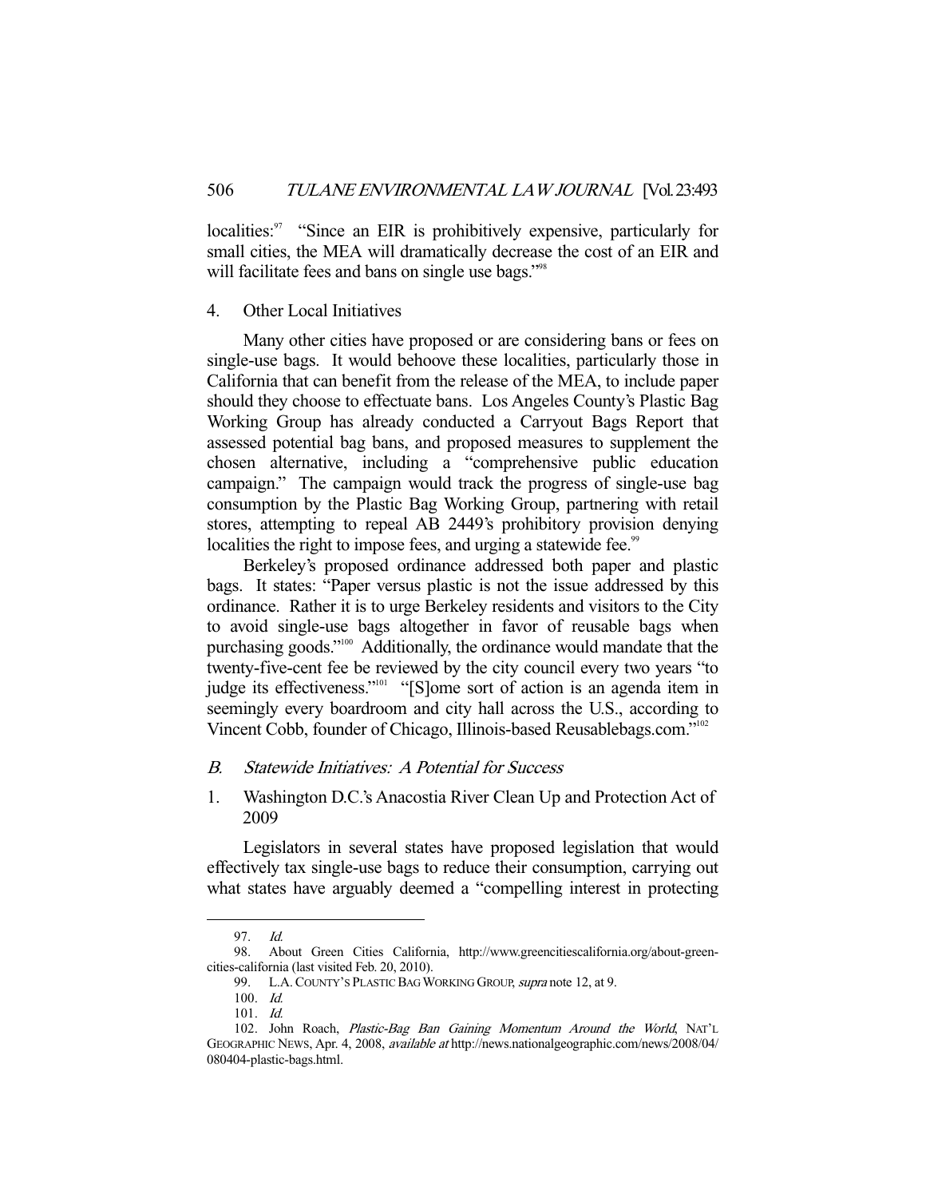localities:[97] "Since an EIR is prohibitively expensive, particularly for small cities, the MEA will dramatically decrease the cost of an EIR and will facilitate fees and bans on single use bags."[98]

#### 4. Other Local Initiatives

Many other cities have proposed or are considering bans or fees on single-use bags. It would behoove these localities, particularly those in California that can benefit from the release of the MEA, to include paper should they choose to effectuate bans. Los Angeles County's Plastic Bag Working Group has already conducted a Carryout Bags Report that assessed potential bag bans, and proposed measures to supplement the chosen alternative, including a "comprehensive public education campaign." The campaign would track the progress of single-use bag consumption by the Plastic Bag Working Group, partnering with retail stores, attempting to repeal AB 2449's prohibitory provision denying localities the right to impose fees, and urging a statewide fee.[99]

Berkeley's proposed ordinance addressed both paper and plastic bags. It states: "Paper versus plastic is not the issue addressed by this ordinance. Rather it is to urge Berkeley residents and visitors to the City to avoid single-use bags altogether in favor of reusable bags when purchasing goods."[100] Additionally, the ordinance would mandate that the twenty-five-cent fee be reviewed by the city council every two years "to judge its effectiveness."[101] "[S]ome sort of action is an agenda item in seemingly every boardroom and city hall across the U.S., according to Vincent Cobb, founder of Chicago, Illinois-based Reusablebags.com."[102]

### *B. Statewide Initiatives: A Potential for Success*

#### 1. Washington D.C.'s Anacostia River Clean Up and Protection Act of 2009

Legislators in several states have proposed legislation that would effectively tax single-use bags to reduce their consumption, carrying out what states have arguably deemed a "compelling interest in protecting

---

97. *Id.*

98. About Green Cities California, http://www.greencitiescalifornia.org/about-green-cities-california (last visited Feb. 20, 2010).

99. L.A. COUNTY'S PLASTIC BAG WORKING GROUP, *supra* note 12, at 9.

100. *Id.*

101. *Id.*

102. John Roach, *Plastic-Bag Ban Gaining Momentum Around the World*, NAT'L GEOGRAPHIC NEWS, Apr. 4, 2008, *available at* http://news.nationalgeographic.com/news/2008/04/080404-plastic-bags.html.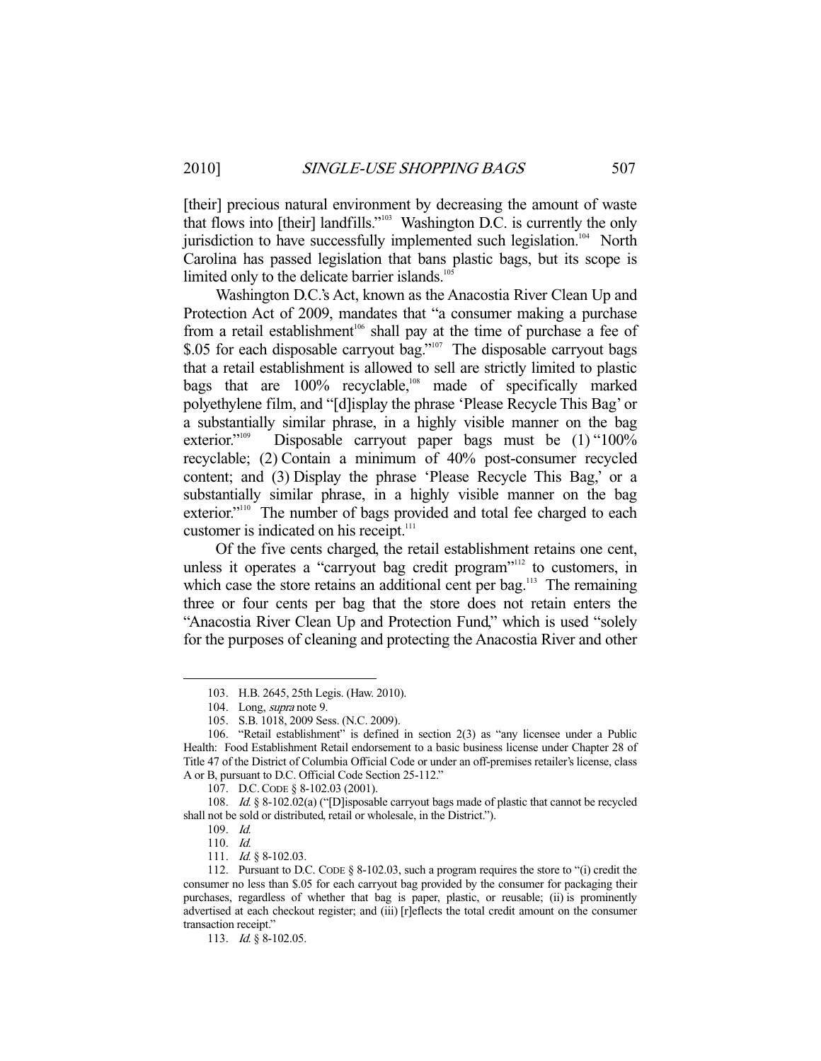[their] precious natural environment by decreasing the amount of waste that flows into [their] landfills."[103] Washington D.C. is currently the only jurisdiction to have successfully implemented such legislation.[104] North Carolina has passed legislation that bans plastic bags, but its scope is limited only to the delicate barrier islands.[105]

Washington D.C.'s Act, known as the Anacostia River Clean Up and Protection Act of 2009, mandates that "a consumer making a purchase from a retail establishment[106] shall pay at the time of purchase a fee of $.05 for each disposable carryout bag."[107] The disposable carryout bags that a retail establishment is allowed to sell are strictly limited to plastic bags that are 100% recyclable,[108] made of specifically marked polyethylene film, and "[d]isplay the phrase 'Please Recycle This Bag' or a substantially similar phrase, in a highly visible manner on the bag exterior."[109] Disposable carryout paper bags must be (1) "100% recyclable; (2) Contain a minimum of 40% post-consumer recycled content; and (3) Display the phrase 'Please Recycle This Bag,' or a substantially similar phrase, in a highly visible manner on the bag exterior."[110] The number of bags provided and total fee charged to each customer is indicated on his receipt.[111]

Of the five cents charged, the retail establishment retains one cent, unless it operates a "carryout bag credit program"[112] to customers, in which case the store retains an additional cent per bag.[113] The remaining three or four cents per bag that the store does not retain enters the "Anacostia River Clean Up and Protection Fund," which is used "solely for the purposes of cleaning and protecting the Anacostia River and other

---

103. H.B. 2645, 25th Legis. (Haw. 2010).

104. Long, *supra* note 9.

105. S.B. 1018, 2009 Sess. (N.C. 2009).

106. "Retail establishment" is defined in section 2(3) as "any licensee under a Public Health: Food Establishment Retail endorsement to a basic business license under Chapter 28 of Title 47 of the District of Columbia Official Code or under an off-premises retailer's license, class A or B, pursuant to D.C. Official Code Section 25-112."

107. D.C. CODE § 8-102.03 (2001).

108. *Id.* § 8-102.02(a) ("[D]isposable carryout bags made of plastic that cannot be recycled shall not be sold or distributed, retail or wholesale, in the District.").

109. *Id.*

110. *Id.*

111. *Id.* § 8-102.03.

112. Pursuant to D.C. CODE § 8-102.03, such a program requires the store to "(i) credit the consumer no less than $.05 for each carryout bag provided by the consumer for packaging their purchases, regardless of whether that bag is paper, plastic, or reusable; (ii) is prominently advertised at each checkout register; and (iii) [r]eflects the total credit amount on the consumer transaction receipt."

113. *Id.* § 8-102.05.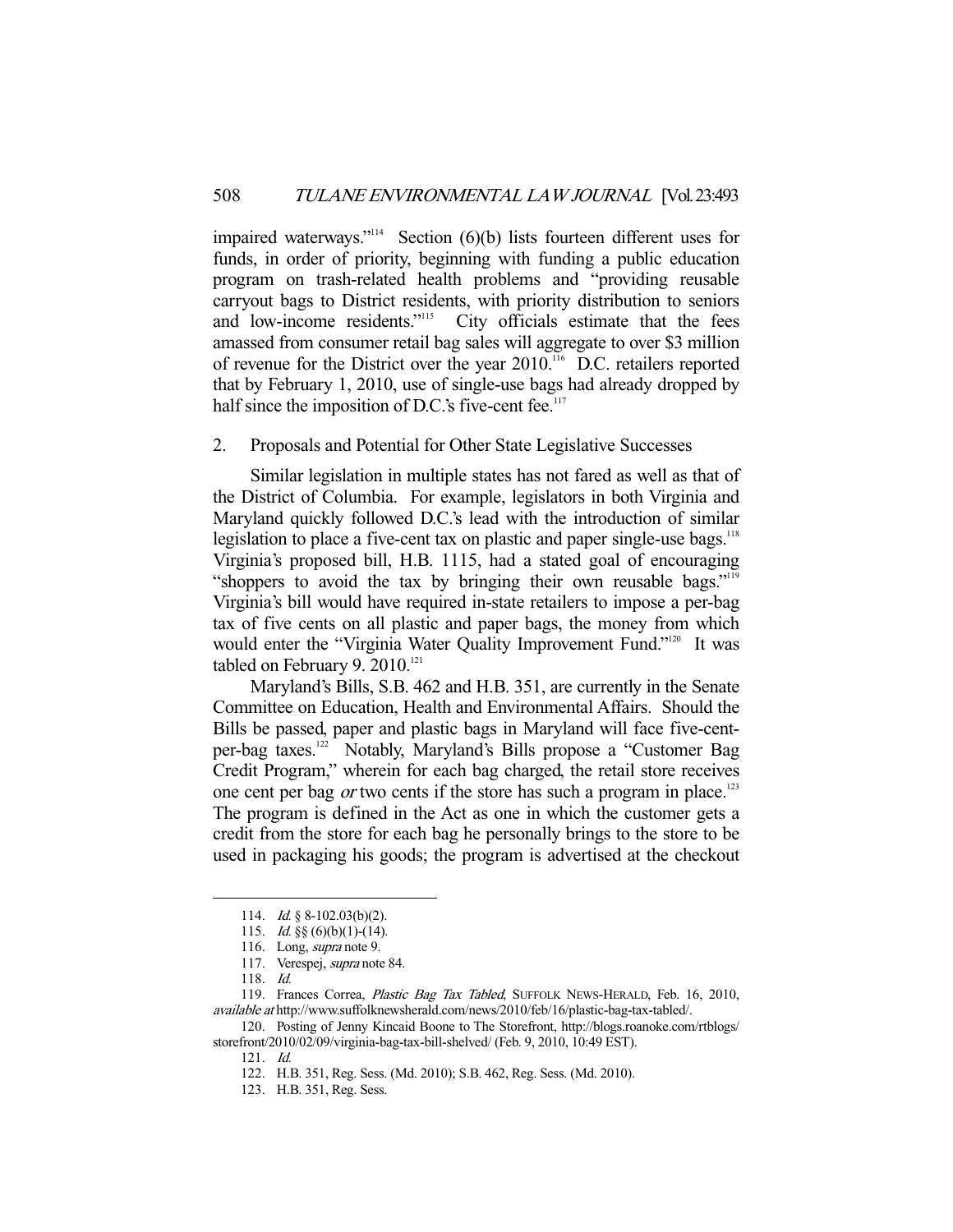impaired waterways."[114] Section (6)(b) lists fourteen different uses for funds, in order of priority, beginning with funding a public education program on trash-related health problems and "providing reusable carryout bags to District residents, with priority distribution to seniors and low-income residents."[115] City officials estimate that the fees amassed from consumer retail bag sales will aggregate to over $3 million of revenue for the District over the year 2010.[116] D.C. retailers reported that by February 1, 2010, use of single-use bags had already dropped by half since the imposition of D.C.'s five-cent fee.[117]

### 2. Proposals and Potential for Other State Legislative Successes

Similar legislation in multiple states has not fared as well as that of the District of Columbia. For example, legislators in both Virginia and Maryland quickly followed D.C.'s lead with the introduction of similar legislation to place a five-cent tax on plastic and paper single-use bags.[118] Virginia's proposed bill, H.B. 1115, had a stated goal of encouraging "shoppers to avoid the tax by bringing their own reusable bags."[119] Virginia's bill would have required in-state retailers to impose a per-bag tax of five cents on all plastic and paper bags, the money from which would enter the "Virginia Water Quality Improvement Fund."[120] It was tabled on February 9. 2010.[121]

Maryland's Bills, S.B. 462 and H.B. 351, are currently in the Senate Committee on Education, Health and Environmental Affairs. Should the Bills be passed, paper and plastic bags in Maryland will face five-cent-per-bag taxes.[122] Notably, Maryland's Bills propose a "Customer Bag Credit Program," wherein for each bag charged, the retail store receives one cent per bag *or* two cents if the store has such a program in place.[123] The program is defined in the Act as one in which the customer gets a credit from the store for each bag he personally brings to the store to be used in packaging his goods; the program is advertised at the checkout

---

114. *Id.* § 8-102.03(b)(2).

115. *Id.* §§ (6)(b)(1)-(14).

116. Long, *supra* note 9.

117. Verespej, *supra* note 84.

118. *Id.*

119. Frances Correa, *Plastic Bag Tax Tabled*, SUFFOLK NEWS-HERALD, Feb. 16, 2010, *available at* http://www.suffolknewsherald.com/news/2010/feb/16/plastic-bag-tax-tabled/.

120. Posting of Jenny Kincaid Boone to The Storefront, http://blogs.roanoke.com/rtblogs/storefront/2010/02/09/virginia-bag-tax-bill-shelved/ (Feb. 9, 2010, 10:49 EST).

121. *Id.*

122. H.B. 351, Reg. Sess. (Md. 2010); S.B. 462, Reg. Sess. (Md. 2010).

123. H.B. 351, Reg. Sess.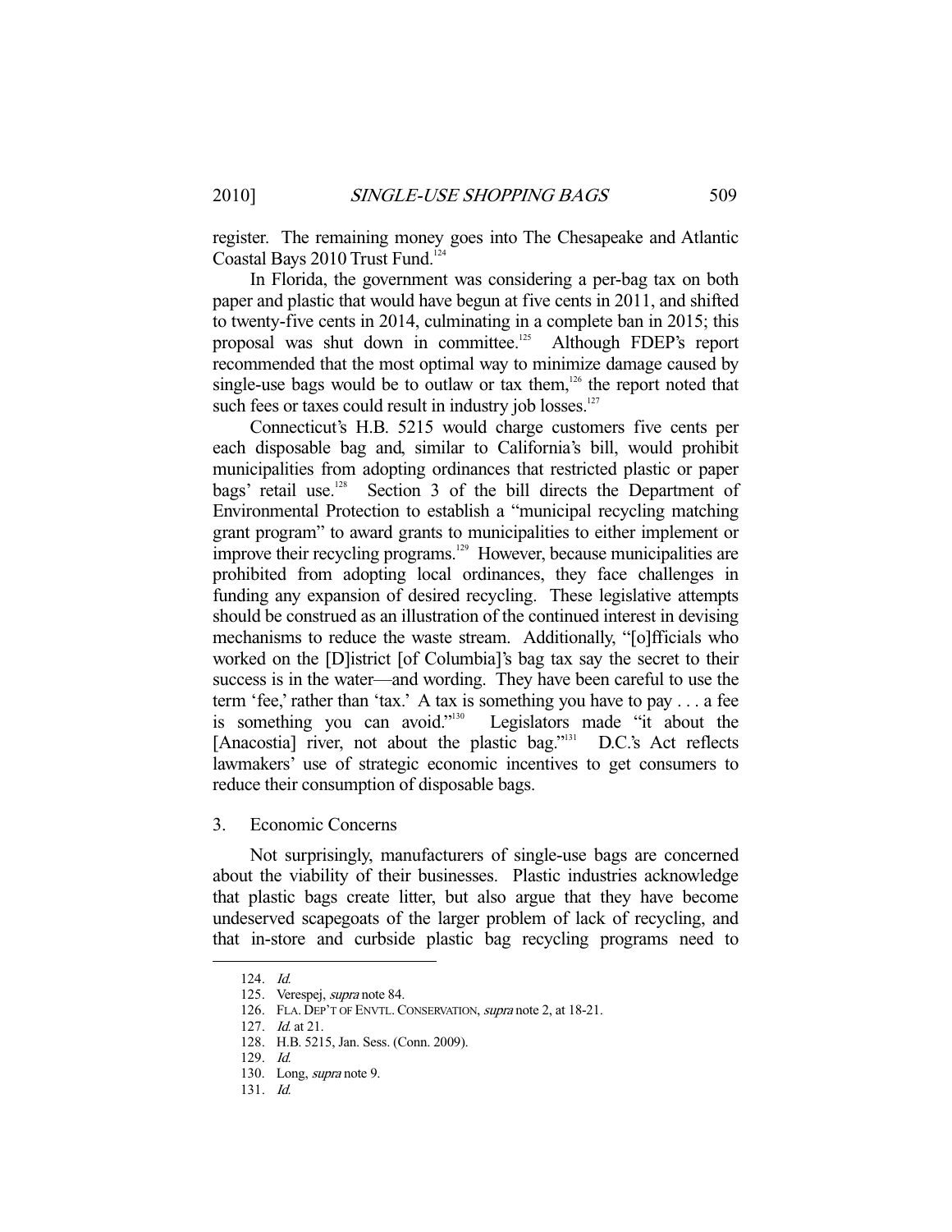register. The remaining money goes into The Chesapeake and Atlantic Coastal Bays 2010 Trust Fund.[124]

In Florida, the government was considering a per-bag tax on both paper and plastic that would have begun at five cents in 2011, and shifted to twenty-five cents in 2014, culminating in a complete ban in 2015; this proposal was shut down in committee.[125] Although FDEP's report recommended that the most optimal way to minimize damage caused by single-use bags would be to outlaw or tax them,[126] the report noted that such fees or taxes could result in industry job losses.[127]

Connecticut's H.B. 5215 would charge customers five cents per each disposable bag and, similar to California's bill, would prohibit municipalities from adopting ordinances that restricted plastic or paper bags' retail use.[128] Section 3 of the bill directs the Department of Environmental Protection to establish a "municipal recycling matching grant program" to award grants to municipalities to either implement or improve their recycling programs.[129] However, because municipalities are prohibited from adopting local ordinances, they face challenges in funding any expansion of desired recycling. These legislative attempts should be construed as an illustration of the continued interest in devising mechanisms to reduce the waste stream. Additionally, "[o]fficials who worked on the [D]istrict [of Columbia]'s bag tax say the secret to their success is in the water—and wording. They have been careful to use the term 'fee,' rather than 'tax.' A tax is something you have to pay . . . a fee is something you can avoid."[130] Legislators made "it about the [Anacostia] river, not about the plastic bag."[131] D.C.'s Act reflects lawmakers' use of strategic economic incentives to get consumers to reduce their consumption of disposable bags.

### 3. Economic Concerns

Not surprisingly, manufacturers of single-use bags are concerned about the viability of their businesses. Plastic industries acknowledge that plastic bags create litter, but also argue that they have become undeserved scapegoats of the larger problem of lack of recycling, and that in-store and curbside plastic bag recycling programs need to

---

124. *Id.*

125. Verespej, *supra* note 84.

126. FLA. DEP'T OF ENVTL. CONSERVATION, *supra* note 2, at 18-21.

127. *Id.* at 21.

128. H.B. 5215, Jan. Sess. (Conn. 2009).

129. *Id.*

130. Long, *supra* note 9.

131. *Id.*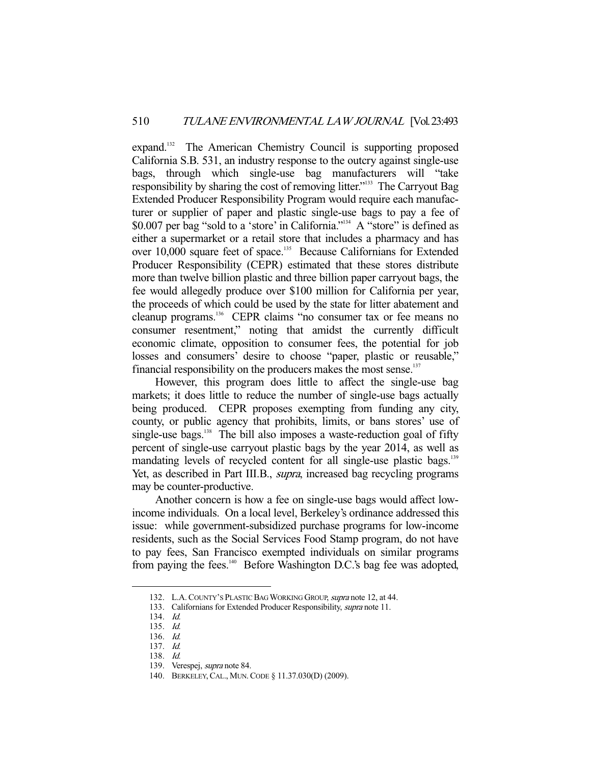expand.[132] The American Chemistry Council is supporting proposed California S.B. 531, an industry response to the outcry against single-use bags, through which single-use bag manufacturers will "take responsibility by sharing the cost of removing litter."[133] The Carryout Bag Extended Producer Responsibility Program would require each manufacturer or supplier of paper and plastic single-use bags to pay a fee of $0.007 per bag "sold to a 'store' in California."[134] A "store" is defined as either a supermarket or a retail store that includes a pharmacy and has over 10,000 square feet of space.[135] Because Californians for Extended Producer Responsibility (CEPR) estimated that these stores distribute more than twelve billion plastic and three billion paper carryout bags, the fee would allegedly produce over $100 million for California per year, the proceeds of which could be used by the state for litter abatement and cleanup programs.[136] CEPR claims "no consumer tax or fee means no consumer resentment," noting that amidst the currently difficult economic climate, opposition to consumer fees, the potential for job losses and consumers' desire to choose "paper, plastic or reusable," financial responsibility on the producers makes the most sense.[137]

However, this program does little to affect the single-use bag markets; it does little to reduce the number of single-use bags actually being produced. CEPR proposes exempting from funding any city, county, or public agency that prohibits, limits, or bans stores' use of single-use bags.[138] The bill also imposes a waste-reduction goal of fifty percent of single-use carryout plastic bags by the year 2014, as well as mandating levels of recycled content for all single-use plastic bags.[139] Yet, as described in Part III.B., *supra*, increased bag recycling programs may be counter-productive.

Another concern is how a fee on single-use bags would affect low-income individuals. On a local level, Berkeley's ordinance addressed this issue: while government-subsidized purchase programs for low-income residents, such as the Social Services Food Stamp program, do not have to pay fees, San Francisco exempted individuals on similar programs from paying the fees.[140] Before Washington D.C.'s bag fee was adopted,

---

132. L.A. COUNTY'S PLASTIC BAG WORKING GROUP, *supra* note 12, at 44.

133. Californians for Extended Producer Responsibility, *supra* note 11.

134. *Id.*

135. *Id.*

136. *Id.*

137. *Id.*

138. *Id.*

139. Verespej, *supra* note 84.

140. BERKELEY, CAL., MUN. CODE § 11.37.030(D) (2009).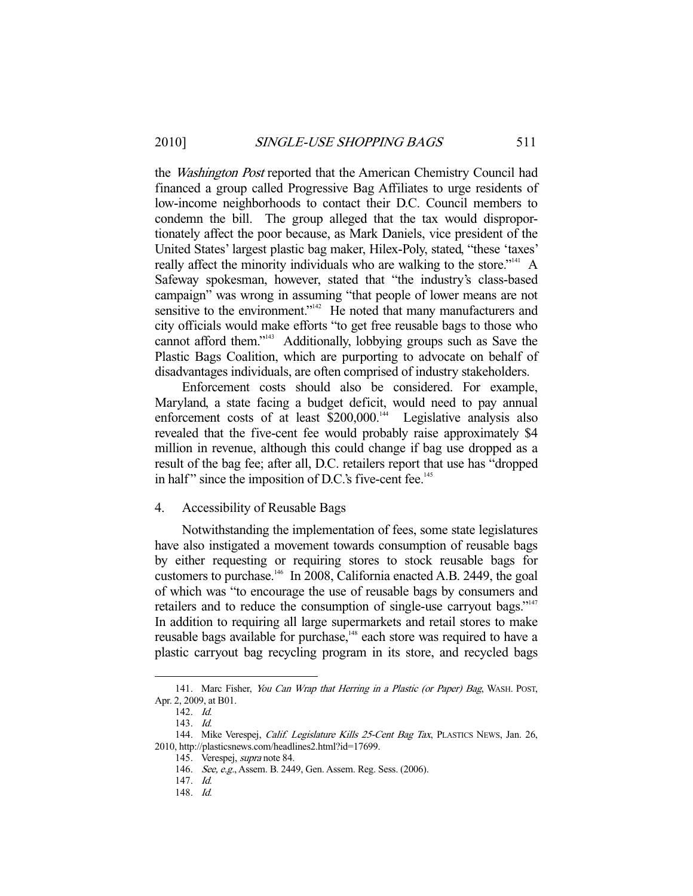the *Washington Post* reported that the American Chemistry Council had financed a group called Progressive Bag Affiliates to urge residents of low-income neighborhoods to contact their D.C. Council members to condemn the bill. The group alleged that the tax would disproportionately affect the poor because, as Mark Daniels, vice president of the United States' largest plastic bag maker, Hilex-Poly, stated, "these 'taxes' really affect the minority individuals who are walking to the store."[141] A Safeway spokesman, however, stated that "the industry's class-based campaign" was wrong in assuming "that people of lower means are not sensitive to the environment."[142] He noted that many manufacturers and city officials would make efforts "to get free reusable bags to those who cannot afford them."[143] Additionally, lobbying groups such as Save the Plastic Bags Coalition, which are purporting to advocate on behalf of disadvantages individuals, are often comprised of industry stakeholders.

Enforcement costs should also be considered. For example, Maryland, a state facing a budget deficit, would need to pay annual enforcement costs of at least $200,000.[144] Legislative analysis also revealed that the five-cent fee would probably raise approximately $4 million in revenue, although this could change if bag use dropped as a result of the bag fee; after all, D.C. retailers report that use has "dropped in half" since the imposition of D.C.'s five-cent fee.[145]

### 4. Accessibility of Reusable Bags

Notwithstanding the implementation of fees, some state legislatures have also instigated a movement towards consumption of reusable bags by either requesting or requiring stores to stock reusable bags for customers to purchase.[146] In 2008, California enacted A.B. 2449, the goal of which was "to encourage the use of reusable bags by consumers and retailers and to reduce the consumption of single-use carryout bags."[147] In addition to requiring all large supermarkets and retail stores to make reusable bags available for purchase,[148] each store was required to have a plastic carryout bag recycling program in its store, and recycled bags

---

141. Marc Fisher, *You Can Wrap that Herring in a Plastic (or Paper) Bag*, WASH. POST, Apr. 2, 2009, at B01.

142. *Id.*

143. *Id.*

144. Mike Verespej, *Calif. Legislature Kills 25-Cent Bag Tax*, PLASTICS NEWS, Jan. 26, 2010, http://plasticsnews.com/headlines2.html?id=17699.

145. Verespej, *supra* note 84.

146. *See, e.g.*, Assem. B. 2449, Gen. Assem. Reg. Sess. (2006).

147. *Id.*

148. *Id.*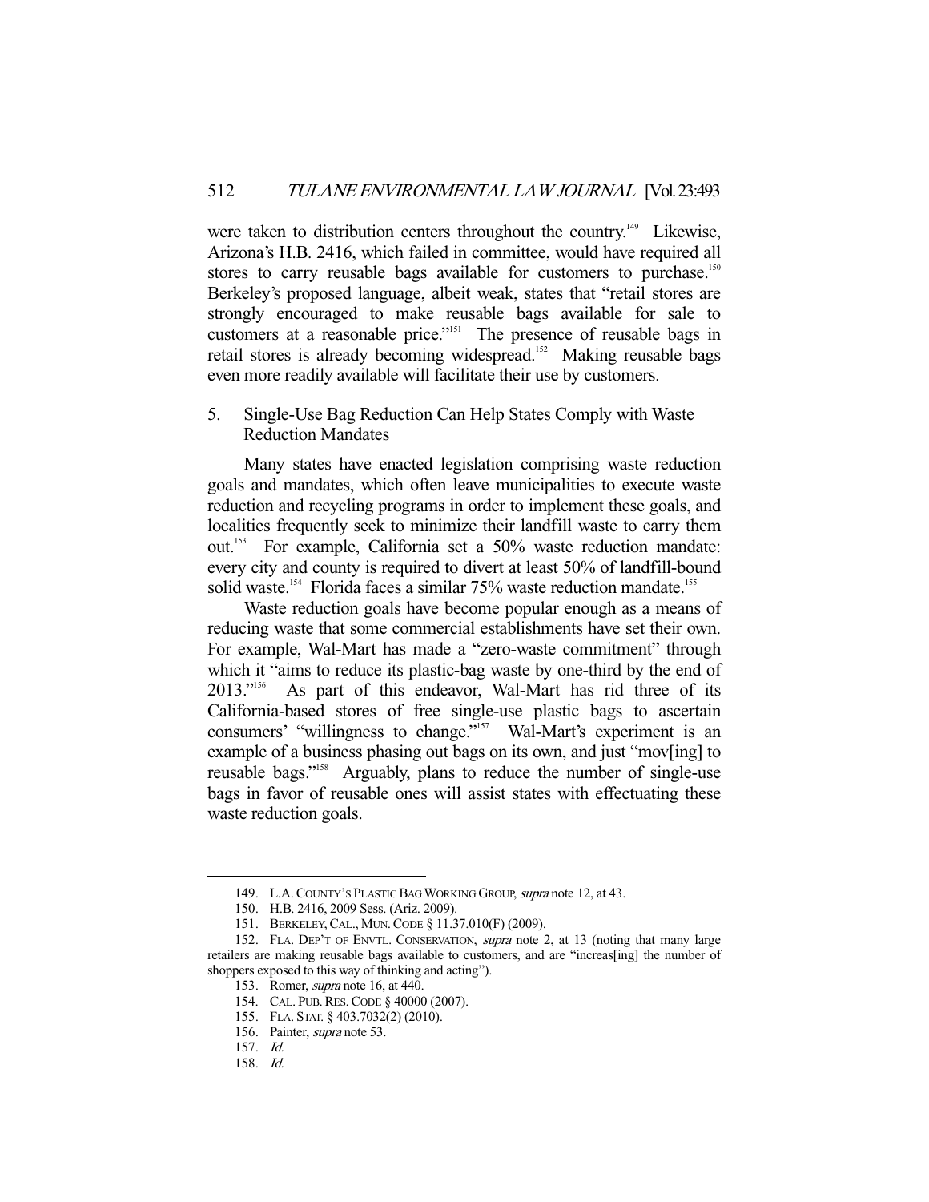were taken to distribution centers throughout the country.[149] Likewise, Arizona's H.B. 2416, which failed in committee, would have required all stores to carry reusable bags available for customers to purchase.[150] Berkeley's proposed language, albeit weak, states that "retail stores are strongly encouraged to make reusable bags available for sale to customers at a reasonable price."[151] The presence of reusable bags in retail stores is already becoming widespread.[152] Making reusable bags even more readily available will facilitate their use by customers.

### 5. Single-Use Bag Reduction Can Help States Comply with Waste Reduction Mandates

Many states have enacted legislation comprising waste reduction goals and mandates, which often leave municipalities to execute waste reduction and recycling programs in order to implement these goals, and localities frequently seek to minimize their landfill waste to carry them out.[153] For example, California set a 50% waste reduction mandate: every city and county is required to divert at least 50% of landfill-bound solid waste.[154] Florida faces a similar 75% waste reduction mandate.[155]

Waste reduction goals have become popular enough as a means of reducing waste that some commercial establishments have set their own. For example, Wal-Mart has made a "zero-waste commitment" through which it "aims to reduce its plastic-bag waste by one-third by the end of 2013."[156] As part of this endeavor, Wal-Mart has rid three of its California-based stores of free single-use plastic bags to ascertain consumers' "willingness to change."[157] Wal-Mart's experiment is an example of a business phasing out bags on its own, and just "mov[ing] to reusable bags."[158] Arguably, plans to reduce the number of single-use bags in favor of reusable ones will assist states with effectuating these waste reduction goals.

---

149. L.A. COUNTY'S PLASTIC BAG WORKING GROUP, *supra* note 12, at 43.

150. H.B. 2416, 2009 Sess. (Ariz. 2009).

151. BERKELEY, CAL., MUN. CODE § 11.37.010(F) (2009).

152. FLA. DEP'T OF ENVTL. CONSERVATION, *supra* note 2, at 13 (noting that many large retailers are making reusable bags available to customers, and are "increas[ing] the number of shoppers exposed to this way of thinking and acting").

153. Romer, *supra* note 16, at 440.

154. CAL. PUB. RES. CODE § 40000 (2007).

155. FLA. STAT. § 403.7032(2) (2010).

156. Painter, *supra* note 53.

157. *Id.*

158. *Id.*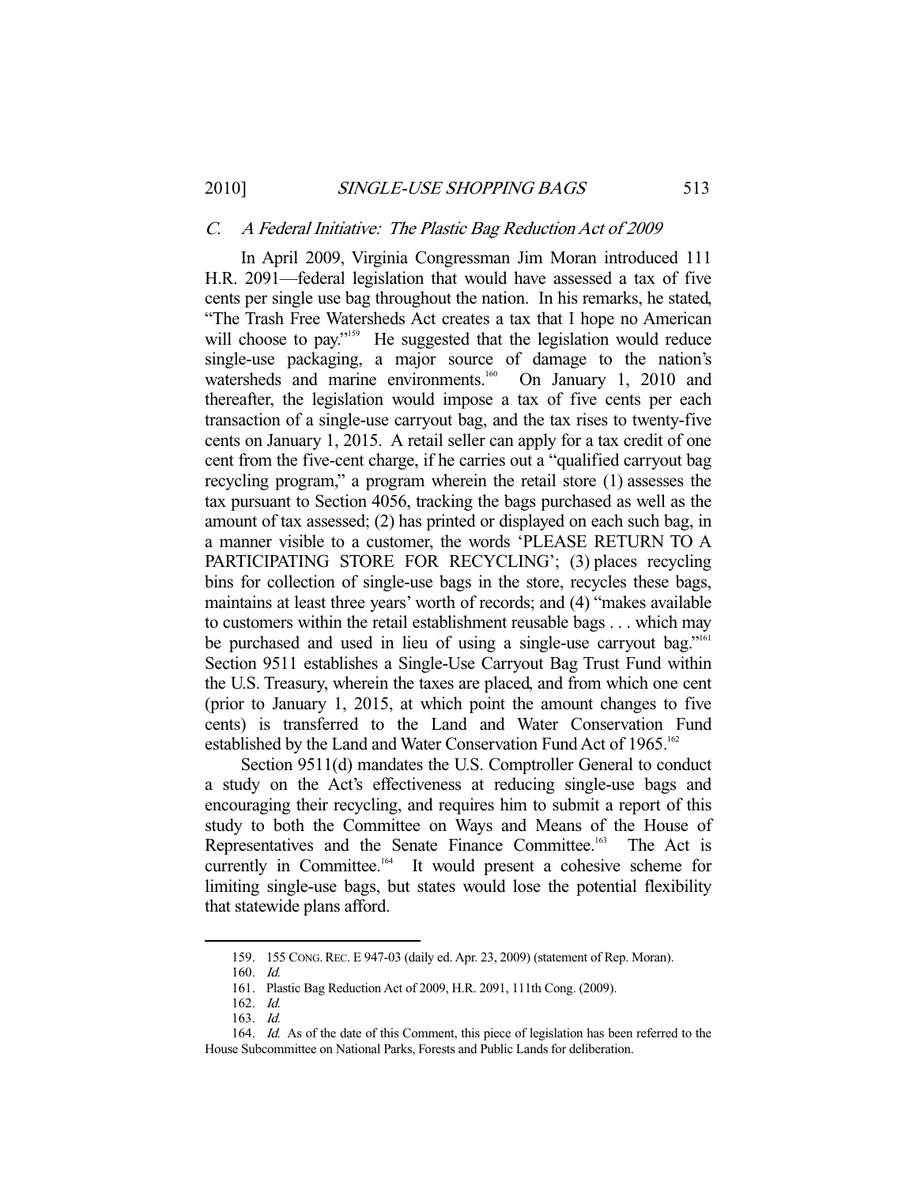### *C. A Federal Initiative: The Plastic Bag Reduction Act of 2009*

In April 2009, Virginia Congressman Jim Moran introduced 111 H.R. 2091—federal legislation that would have assessed a tax of five cents per single use bag throughout the nation. In his remarks, he stated, "The Trash Free Watersheds Act creates a tax that I hope no American will choose to pay."[159] He suggested that the legislation would reduce single-use packaging, a major source of damage to the nation's watersheds and marine environments.[160] On January 1, 2010 and thereafter, the legislation would impose a tax of five cents per each transaction of a single-use carryout bag, and the tax rises to twenty-five cents on January 1, 2015. A retail seller can apply for a tax credit of one cent from the five-cent charge, if he carries out a "qualified carryout bag recycling program," a program wherein the retail store (1) assesses the tax pursuant to Section 4056, tracking the bags purchased as well as the amount of tax assessed; (2) has printed or displayed on each such bag, in a manner visible to a customer, the words 'PLEASE RETURN TO A PARTICIPATING STORE FOR RECYCLING'; (3) places recycling bins for collection of single-use bags in the store, recycles these bags, maintains at least three years' worth of records; and (4) "makes available to customers within the retail establishment reusable bags . . . which may be purchased and used in lieu of using a single-use carryout bag."[161] Section 9511 establishes a Single-Use Carryout Bag Trust Fund within the U.S. Treasury, wherein the taxes are placed, and from which one cent (prior to January 1, 2015, at which point the amount changes to five cents) is transferred to the Land and Water Conservation Fund established by the Land and Water Conservation Fund Act of 1965.[162]

Section 9511(d) mandates the U.S. Comptroller General to conduct a study on the Act's effectiveness at reducing single-use bags and encouraging their recycling, and requires him to submit a report of this study to both the Committee on Ways and Means of the House of Representatives and the Senate Finance Committee.[163] The Act is currently in Committee.[164] It would present a cohesive scheme for limiting single-use bags, but states would lose the potential flexibility that statewide plans afford.

---

159. 155 CONG. REC. E 947-03 (daily ed. Apr. 23, 2009) (statement of Rep. Moran).

160. *Id.*

161. Plastic Bag Reduction Act of 2009, H.R. 2091, 111th Cong. (2009).

162. *Id.*

163. *Id.*

164. *Id.* As of the date of this Comment, this piece of legislation has been referred to the House Subcommittee on National Parks, Forests and Public Lands for deliberation.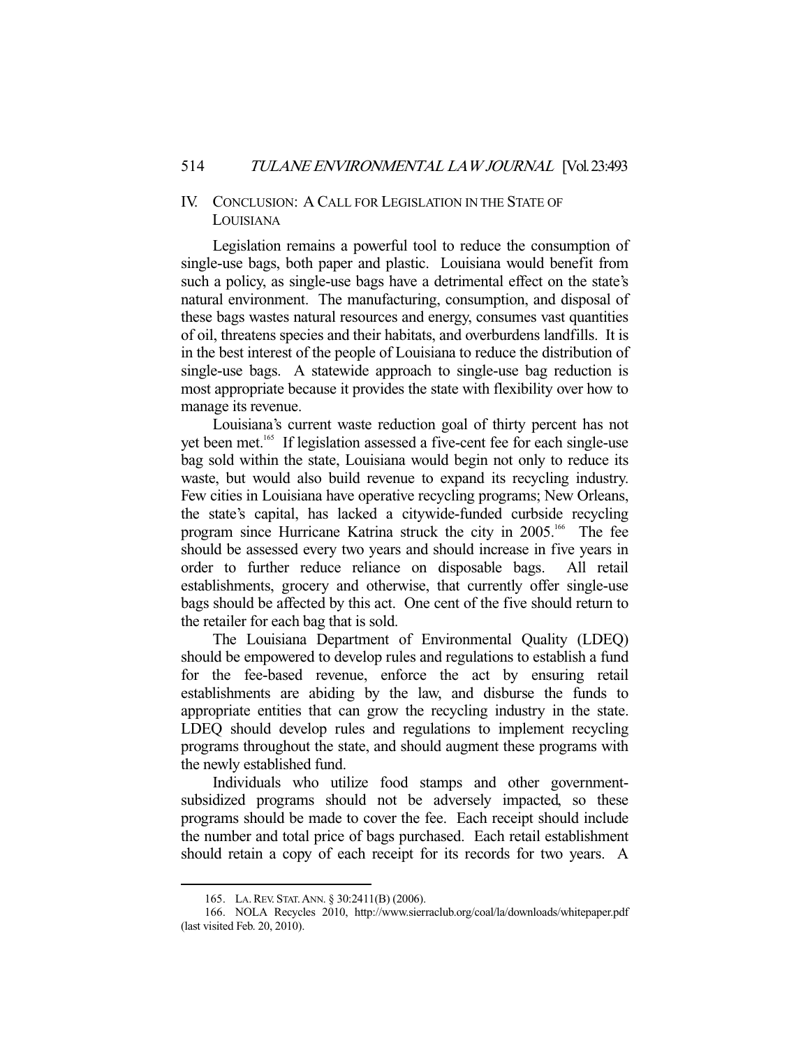## IV. CONCLUSION: A CALL FOR LEGISLATION IN THE STATE OF LOUISIANA

Legislation remains a powerful tool to reduce the consumption of single-use bags, both paper and plastic. Louisiana would benefit from such a policy, as single-use bags have a detrimental effect on the state's natural environment. The manufacturing, consumption, and disposal of these bags wastes natural resources and energy, consumes vast quantities of oil, threatens species and their habitats, and overburdens landfills. It is in the best interest of the people of Louisiana to reduce the distribution of single-use bags. A statewide approach to single-use bag reduction is most appropriate because it provides the state with flexibility over how to manage its revenue.

Louisiana's current waste reduction goal of thirty percent has not yet been met.[165] If legislation assessed a five-cent fee for each single-use bag sold within the state, Louisiana would begin not only to reduce its waste, but would also build revenue to expand its recycling industry. Few cities in Louisiana have operative recycling programs; New Orleans, the state's capital, has lacked a citywide-funded curbside recycling program since Hurricane Katrina struck the city in 2005.[166] The fee should be assessed every two years and should increase in five years in order to further reduce reliance on disposable bags. All retail establishments, grocery and otherwise, that currently offer single-use bags should be affected by this act. One cent of the five should return to the retailer for each bag that is sold.

The Louisiana Department of Environmental Quality (LDEQ) should be empowered to develop rules and regulations to establish a fund for the fee-based revenue, enforce the act by ensuring retail establishments are abiding by the law, and disburse the funds to appropriate entities that can grow the recycling industry in the state. LDEQ should develop rules and regulations to implement recycling programs throughout the state, and should augment these programs with the newly established fund.

Individuals who utilize food stamps and other government-subsidized programs should not be adversely impacted, so these programs should be made to cover the fee. Each receipt should include the number and total price of bags purchased. Each retail establishment should retain a copy of each receipt for its records for two years. A

---

165. LA. REV. STAT. ANN. § 30:2411(B) (2006).

166. NOLA Recycles 2010, http://www.sierraclub.org/coal/la/downloads/whitepaper.pdf (last visited Feb. 20, 2010).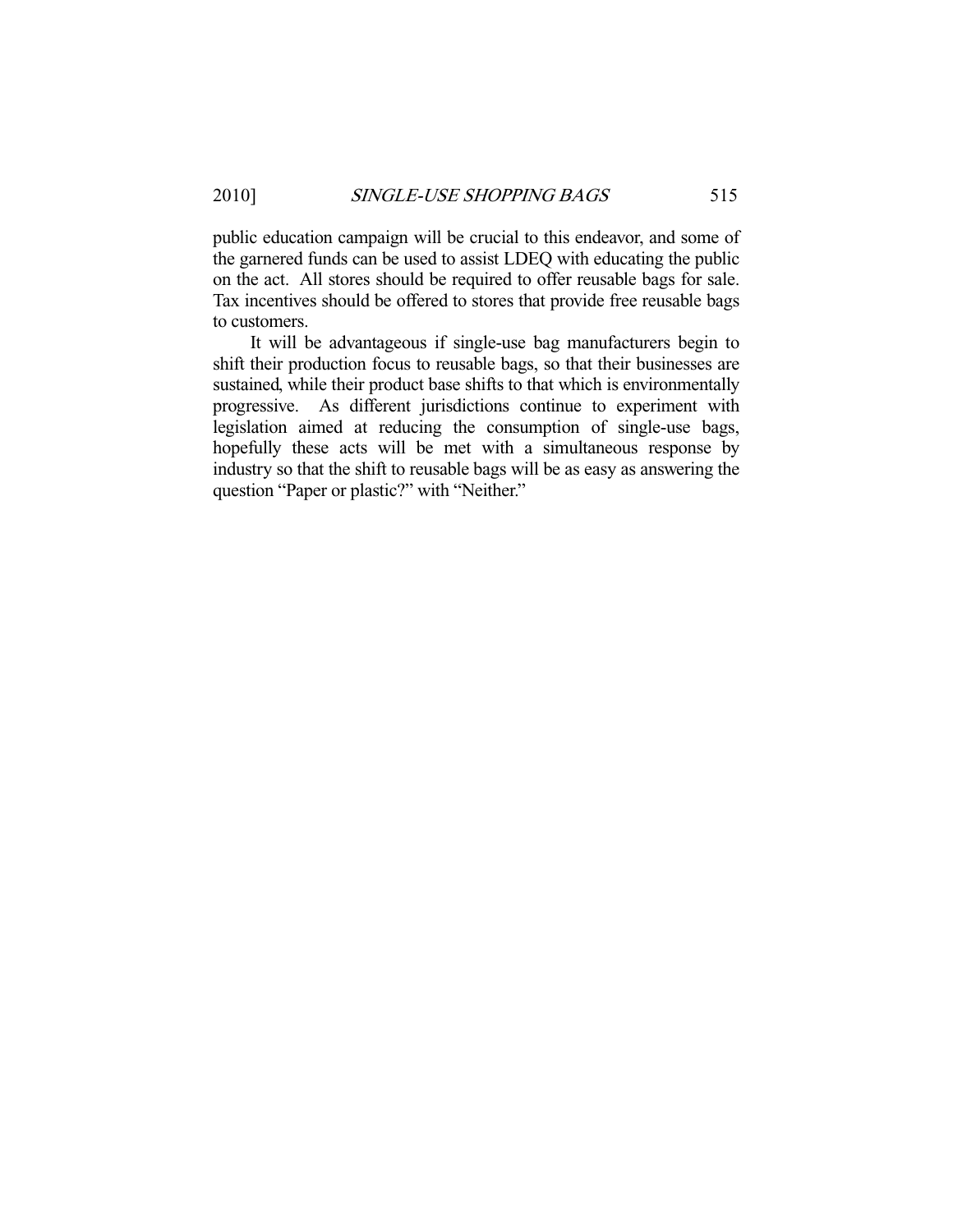public education campaign will be crucial to this endeavor, and some of the garnered funds can be used to assist LDEQ with educating the public on the act. All stores should be required to offer reusable bags for sale. Tax incentives should be offered to stores that provide free reusable bags to customers.

It will be advantageous if single-use bag manufacturers begin to shift their production focus to reusable bags, so that their businesses are sustained, while their product base shifts to that which is environmentally progressive. As different jurisdictions continue to experiment with legislation aimed at reducing the consumption of single-use bags, hopefully these acts will be met with a simultaneous response by industry so that the shift to reusable bags will be as easy as answering the question "Paper or plastic?" with "Neither."